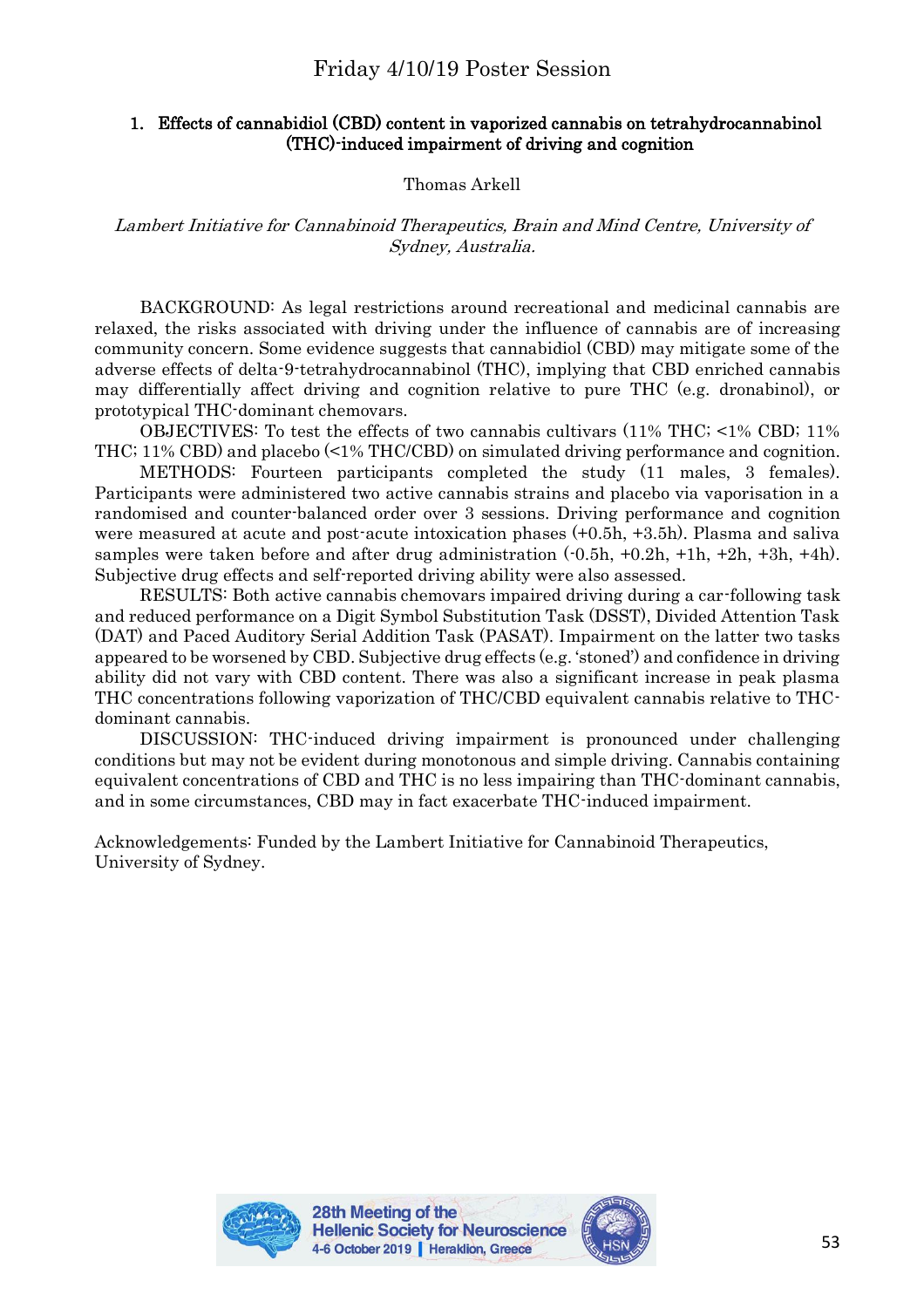## Friday 4/10/19 Poster Session

### 1. Effects of cannabidiol (CBD) content in vaporized cannabis on tetrahydrocannabinol (THC)-induced impairment of driving and cognition

Thomas Arkell

*Lambert Initiative for Cannabinoid Therapeutics, Brain and Mind Centre, University of Sydney, Australia.*

BACKGROUND: As legal restrictions around recreational and medicinal cannabis are relaxed, the risks associated with driving under the influence of cannabis are of increasing community concern. Some evidence suggests that cannabidiol (CBD) may mitigate some of the adverse effects of delta-9-tetrahydrocannabinol (THC), implying that CBD enriched cannabis may differentially affect driving and cognition relative to pure THC (e.g. dronabinol), or prototypical THC-dominant chemovars.

OBJECTIVES: To test the effects of two cannabis cultivars (11% THC; <1% CBD; 11% THC; 11% CBD) and placebo (<1% THC/CBD) on simulated driving performance and cognition.

METHODS: Fourteen participants completed the study (11 males, 3 females). Participants were administered two active cannabis strains and placebo via vaporisation in a randomised and counter-balanced order over 3 sessions. Driving performance and cognition were measured at acute and post-acute intoxication phases (+0.5h, +3.5h). Plasma and saliva samples were taken before and after drug administration (-0.5h, +0.2h, +1h, +2h, +3h, +4h). Subjective drug effects and self-reported driving ability were also assessed.

RESULTS: Both active cannabis chemovars impaired driving during a car-following task and reduced performance on a Digit Symbol Substitution Task (DSST), Divided Attention Task (DAT) and Paced Auditory Serial Addition Task (PASAT). Impairment on the latter two tasks appeared to be worsened by CBD. Subjective drug effects (e.g. 'stoned') and confidence in driving ability did not vary with CBD content. There was also a significant increase in peak plasma THC concentrations following vaporization of THC/CBD equivalent cannabis relative to THC-dominant cannabis.

DISCUSSION: THC-induced driving impairment is pronounced under challenging conditions but may not be evident during monotonous and simple driving. Cannabis containing equivalent concentrations of CBD and THC is no less impairing than THC-dominant cannabis, and in some circumstances, CBD may in fact exacerbate THC-induced impairment.

Acknowledgements: Funded by the Lambert Initiative for Cannabinoid Therapeutics, University of Sydney.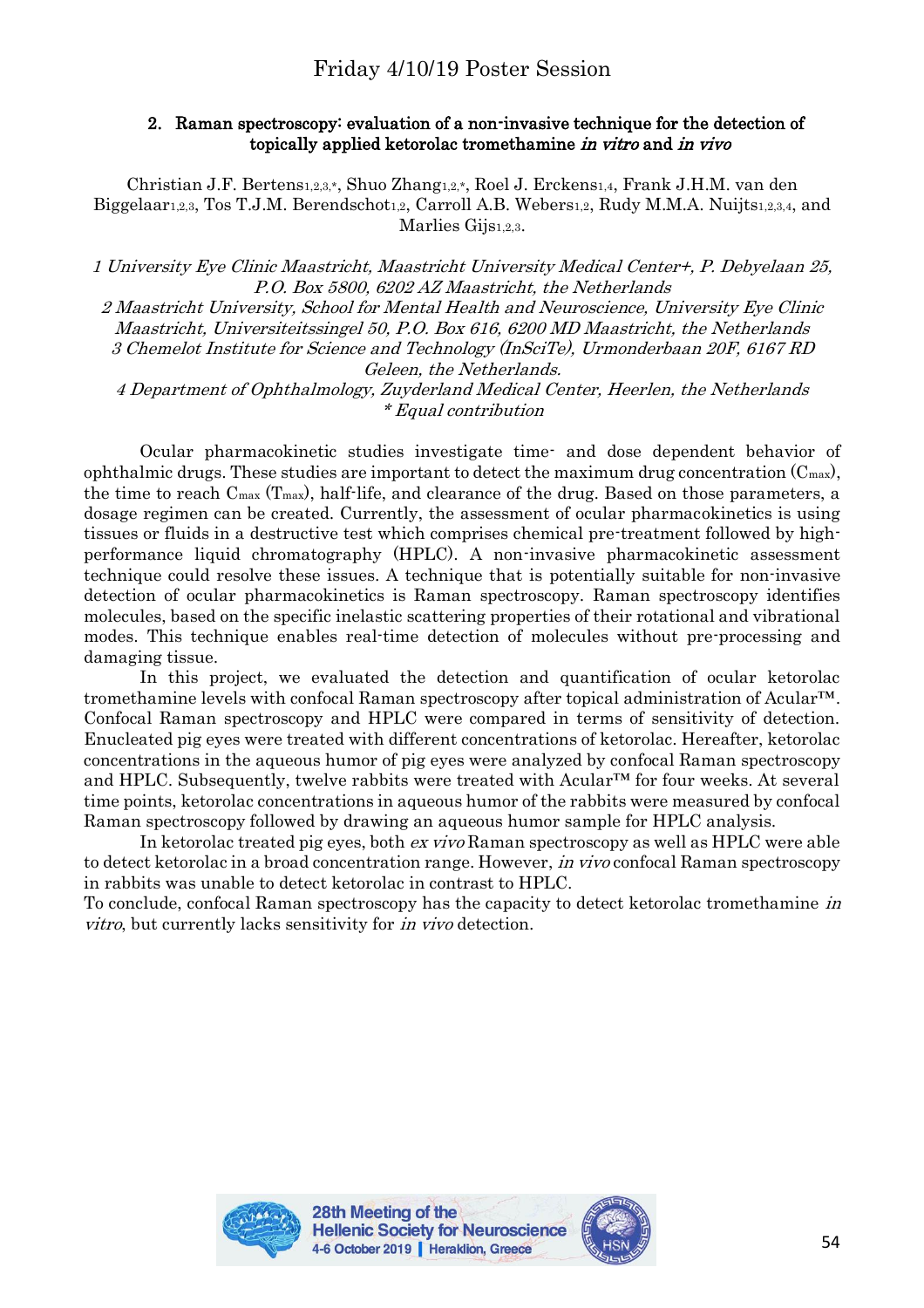## 2. Raman spectroscopy: evaluation of a non-invasive technique for the detection of topically applied ketorolac tromethamine *in vitro* and *in vivo*

Christian J.F. Bertens[1,2,3,*], Shuo Zhang[1,2,*], Roel J. Erckens[1,4], Frank J.H.M. van den Biggelaar[1,2,3], Tos T.J.M. Berendschot[1,2], Carroll A.B. Webers[1,2], Rudy M.M.A. Nuijts[1,2,3,4], and Marlies Gijs[1,2,3].

*1 University Eye Clinic Maastricht, Maastricht University Medical Center+, P. Debyelaan 25, P.O. Box 5800, 6202 AZ Maastricht, the Netherlands*
*2 Maastricht University, School for Mental Health and Neuroscience, University Eye Clinic Maastricht, Universiteitssingel 50, P.O. Box 616, 6200 MD Maastricht, the Netherlands*
*3 Chemelot Institute for Science and Technology (InSciTe), Urmonderbaan 20F, 6167 RD Geleen, the Netherlands.*
*4 Department of Ophthalmology, Zuyderland Medical Center, Heerlen, the Netherlands*
*\* Equal contribution*

Ocular pharmacokinetic studies investigate time- and dose dependent behavior of ophthalmic drugs. These studies are important to detect the maximum drug concentration ($C_{max}$), the time to reach $C_{max}$ ($T_{max}$), half-life, and clearance of the drug. Based on those parameters, a dosage regimen can be created. Currently, the assessment of ocular pharmacokinetics is using tissues or fluids in a destructive test which comprises chemical pre-treatment followed by high-performance liquid chromatography (HPLC). A non-invasive pharmacokinetic assessment technique could resolve these issues. A technique that is potentially suitable for non-invasive detection of ocular pharmacokinetics is Raman spectroscopy. Raman spectroscopy identifies molecules, based on the specific inelastic scattering properties of their rotational and vibrational modes. This technique enables real-time detection of molecules without pre-processing and damaging tissue.

In this project, we evaluated the detection and quantification of ocular ketorolac tromethamine levels with confocal Raman spectroscopy after topical administration of Acular™. Confocal Raman spectroscopy and HPLC were compared in terms of sensitivity of detection. Enucleated pig eyes were treated with different concentrations of ketorolac. Hereafter, ketorolac concentrations in the aqueous humor of pig eyes were analyzed by confocal Raman spectroscopy and HPLC. Subsequently, twelve rabbits were treated with Acular™ for four weeks. At several time points, ketorolac concentrations in aqueous humor of the rabbits were measured by confocal Raman spectroscopy followed by drawing an aqueous humor sample for HPLC analysis.

In ketorolac treated pig eyes, both *ex vivo* Raman spectroscopy as well as HPLC were able to detect ketorolac in a broad concentration range. However, *in vivo* confocal Raman spectroscopy in rabbits was unable to detect ketorolac in contrast to HPLC.

To conclude, confocal Raman spectroscopy has the capacity to detect ketorolac tromethamine *in vitro*, but currently lacks sensitivity for *in vivo* detection.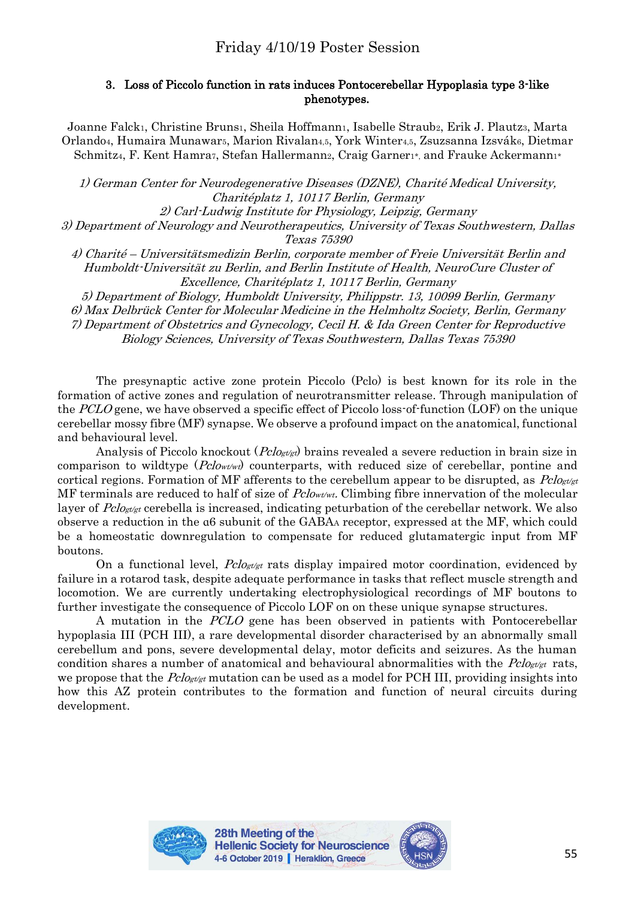## 3. Loss of Piccolo function in rats induces Pontocerebellar Hypoplasia type 3-like phenotypes.

Joanne Falck[1], Christine Bruns[1], Sheila Hoffmann[1], Isabelle Straub[2], Erik J. Plautz[3], Marta Orlando[4], Humaira Munawar[5], Marion Rivalan[4,5], York Winter[4,5], Zsuzsanna Izsvák[6], Dietmar Schmitz[4], F. Kent Hamra[7], Stefan Hallermann[2], Craig Garner[1*], and Frauke Ackermann[1*]

*1) German Center for Neurodegenerative Diseases (DZNE), Charité Medical University, Chariteplatz 1, 10117 Berlin, Germany*
*2) Carl-Ludwig Institute for Physiology, Leipzig, Germany*
*3) Department of Neurology and Neurotherapeutics, University of Texas Southwestern, Dallas Texas 75390*
*4) Charité – Universitätsmedizin Berlin, corporate member of Freie Universität Berlin and Humboldt-Universität zu Berlin, and Berlin Institute of Health, NeuroCure Cluster of Excellence, Chariteplatz 1, 10117 Berlin, Germany*
*5) Department of Biology, Humboldt University, Philippstr. 13, 10099 Berlin, Germany*
*6) Max Delbrück Center for Molecular Medicine in the Helmholtz Society, Berlin, Germany*
*7) Department of Obstetrics and Gynecology, Cecil H. & Ida Green Center for Reproductive Biology Sciences, University of Texas Southwestern, Dallas Texas 75390*

The presynaptic active zone protein Piccolo (Pclo) is best known for its role in the formation of active zones and regulation of neurotransmitter release. Through manipulation of the *PCLO* gene, we have observed a specific effect of Piccolo loss-of-function (LOF) on the unique cerebellar mossy fibre (MF) synapse. We observe a profound impact on the anatomical, functional and behavioural level.

Analysis of Piccolo knockout ($Pclo_{gt/gt}$) brains revealed a severe reduction in brain size in comparison to wildtype ($Pclo_{wt/wt}$) counterparts, with reduced size of cerebellar, pontine and cortical regions. Formation of MF afferents to the cerebellum appear to be disrupted, as $Pclo_{gt/gt}$ MF terminals are reduced to half of size of $Pclo_{wt/wt}$. Climbing fibre innervation of the molecular layer of $Pclo_{gt/gt}$ cerebella is increased, indicating peturbation of the cerebellar network. We also observe a reduction in the α6 subunit of the $GABA_A$ receptor, expressed at the MF, which could be a homeostatic downregulation to compensate for reduced glutamatergic input from MF boutons.

On a functional level, $Pclo_{gt/gt}$ rats display impaired motor coordination, evidenced by failure in a rotarod task, despite adequate performance in tasks that reflect muscle strength and locomotion. We are currently undertaking electrophysiological recordings of MF boutons to further investigate the consequence of Piccolo LOF on on these unique synapse structures.

A mutation in the *PCLO* gene has been observed in patients with Pontocerebellar hypoplasia III (PCH III), a rare developmental disorder characterised by an abnormally small cerebellum and pons, severe developmental delay, motor deficits and seizures. As the human condition shares a number of anatomical and behavioural abnormalities with the $Pclo_{gt/gt}$ rats, we propose that the $Pclo_{gt/gt}$ mutation can be used as a model for PCH III, providing insights into how this AZ protein contributes to the formation and function of neural circuits during development.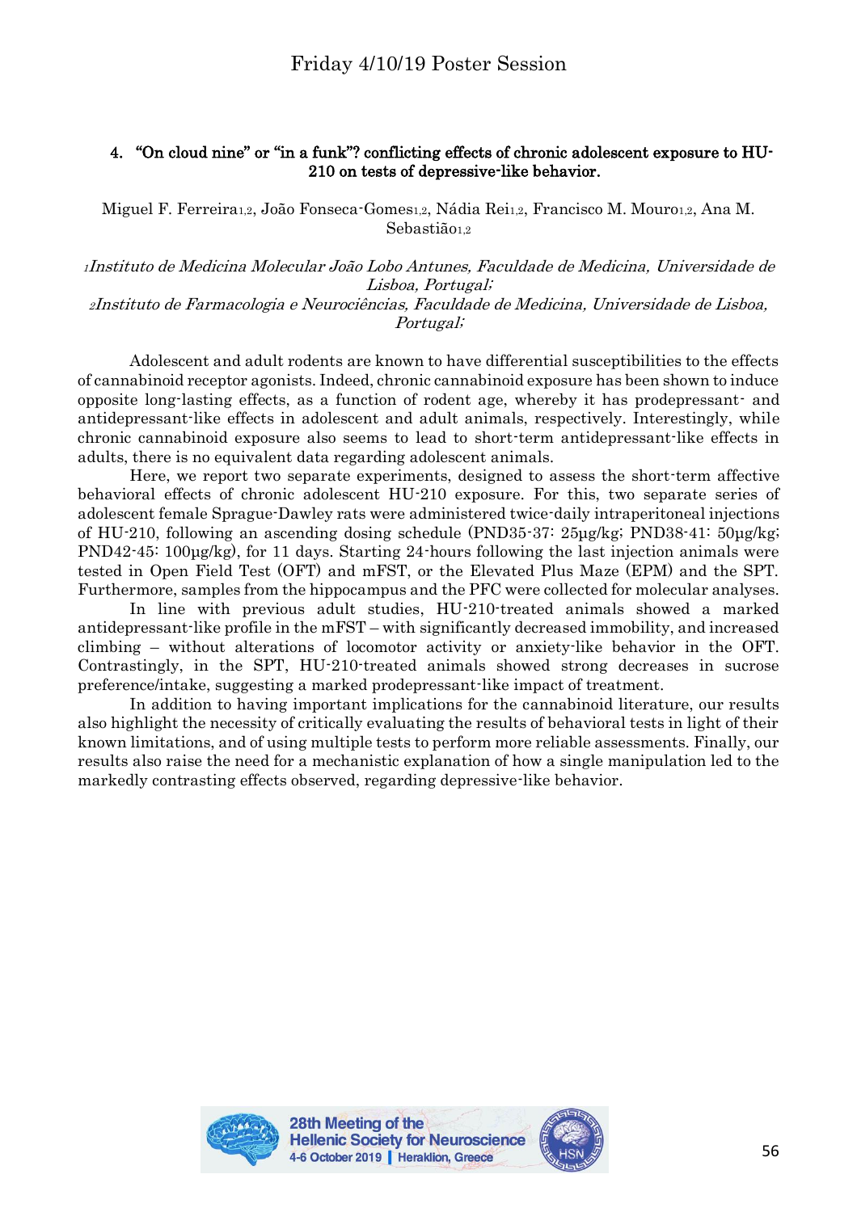## 4. "On cloud nine" or "in a funk"? conflicting effects of chronic adolescent exposure to HU-210 on tests of depressive-like behavior.

Miguel F. Ferreira[1,2], João Fonseca-Gomes[1,2], Nádia Rei[1,2], Francisco M. Mouro[1,2], Ana M. Sebastião[1,2]

*[1]Instituto de Medicina Molecular João Lobo Antunes, Faculdade de Medicina, Universidade de Lisboa, Portugal;*
*[2]Instituto de Farmacologia e Neurociências, Faculdade de Medicina, Universidade de Lisboa, Portugal;*

Adolescent and adult rodents are known to have differential susceptibilities to the effects of cannabinoid receptor agonists. Indeed, chronic cannabinoid exposure has been shown to induce opposite long-lasting effects, as a function of rodent age, whereby it has prodepressant- and antidepressant-like effects in adolescent and adult animals, respectively. Interestingly, while chronic cannabinoid exposure also seems to lead to short-term antidepressant-like effects in adults, there is no equivalent data regarding adolescent animals.

Here, we report two separate experiments, designed to assess the short-term affective behavioral effects of chronic adolescent HU-210 exposure. For this, two separate series of adolescent female Sprague-Dawley rats were administered twice-daily intraperitoneal injections of HU-210, following an ascending dosing schedule (PND35-37: 25µg/kg; PND38-41: 50µg/kg; PND42-45: 100µg/kg), for 11 days. Starting 24-hours following the last injection animals were tested in Open Field Test (OFT) and mFST, or the Elevated Plus Maze (EPM) and the SPT. Furthermore, samples from the hippocampus and the PFC were collected for molecular analyses.

In line with previous adult studies, HU-210-treated animals showed a marked antidepressant-like profile in the mFST – with significantly decreased immobility, and increased climbing – without alterations of locomotor activity or anxiety-like behavior in the OFT. Contrastingly, in the SPT, HU-210-treated animals showed strong decreases in sucrose preference/intake, suggesting a marked prodepressant-like impact of treatment.

In addition to having important implications for the cannabinoid literature, our results also highlight the necessity of critically evaluating the results of behavioral tests in light of their known limitations, and of using multiple tests to perform more reliable assessments. Finally, our results also raise the need for a mechanistic explanation of how a single manipulation led to the markedly contrasting effects observed, regarding depressive-like behavior.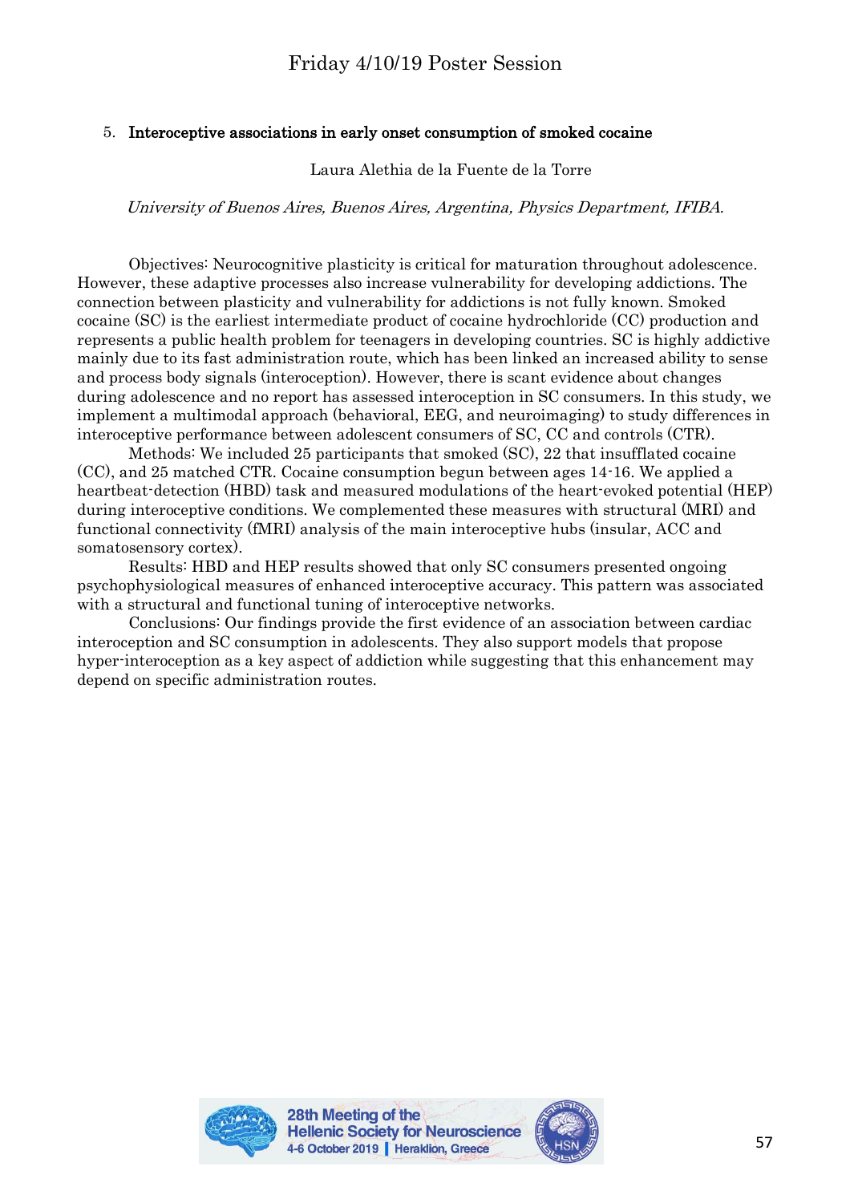## 5. **Interoceptive associations in early onset consumption of smoked cocaine**

Laura Alethia de la Fuente de la Torre

*University of Buenos Aires, Buenos Aires, Argentina, Physics Department, IFIBA.*

Objectives: Neurocognitive plasticity is critical for maturation throughout adolescence. However, these adaptive processes also increase vulnerability for developing addictions. The connection between plasticity and vulnerability for addictions is not fully known. Smoked cocaine (SC) is the earliest intermediate product of cocaine hydrochloride (CC) production and represents a public health problem for teenagers in developing countries. SC is highly addictive mainly due to its fast administration route, which has been linked an increased ability to sense and process body signals (interoception). However, there is scant evidence about changes during adolescence and no report has assessed interoception in SC consumers. In this study, we implement a multimodal approach (behavioral, EEG, and neuroimaging) to study differences in interoceptive performance between adolescent consumers of SC, CC and controls (CTR).

Methods: We included 25 participants that smoked (SC), 22 that insufflated cocaine (CC), and 25 matched CTR. Cocaine consumption begun between ages 14-16. We applied a heartbeat-detection (HBD) task and measured modulations of the heart-evoked potential (HEP) during interoceptive conditions. We complemented these measures with structural (MRI) and functional connectivity (fMRI) analysis of the main interoceptive hubs (insular, ACC and somatosensory cortex).

Results: HBD and HEP results showed that only SC consumers presented ongoing psychophysiological measures of enhanced interoceptive accuracy. This pattern was associated with a structural and functional tuning of interoceptive networks.

Conclusions: Our findings provide the first evidence of an association between cardiac interoception and SC consumption in adolescents. They also support models that propose hyper-interoception as a key aspect of addiction while suggesting that this enhancement may depend on specific administration routes.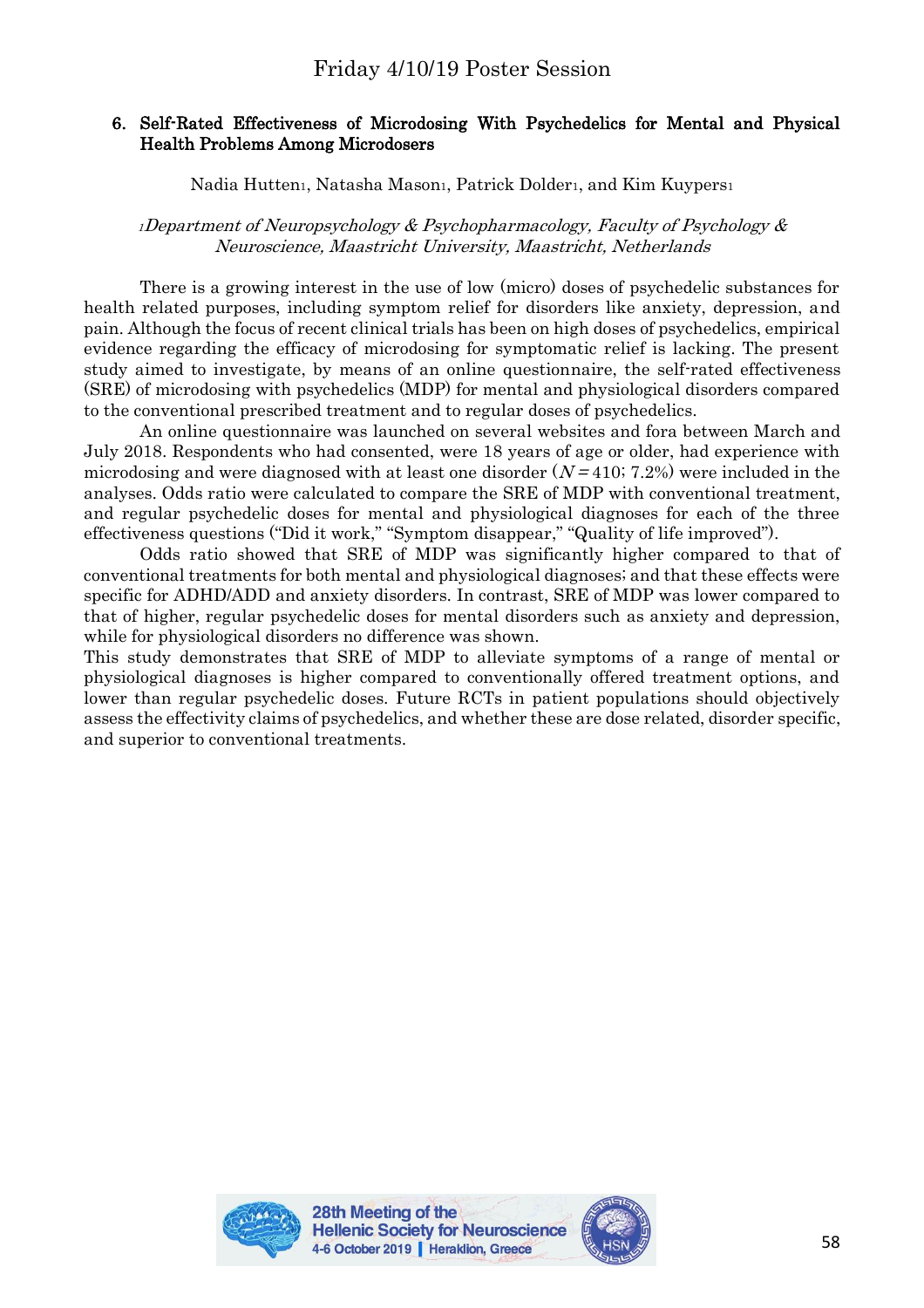## 6. Self-Rated Effectiveness of Microdosing With Psychedelics for Mental and Physical Health Problems Among Microdosers

Nadia Hutten[1], Natasha Mason[1], Patrick Dolder[1], and Kim Kuypers[1]

[1]*Department of Neuropsychology & Psychopharmacology, Faculty of Psychology & Neuroscience, Maastricht University, Maastricht, Netherlands*

There is a growing interest in the use of low (micro) doses of psychedelic substances for health related purposes, including symptom relief for disorders like anxiety, depression, and pain. Although the focus of recent clinical trials has been on high doses of psychedelics, empirical evidence regarding the efficacy of microdosing for symptomatic relief is lacking. The present study aimed to investigate, by means of an online questionnaire, the self-rated effectiveness (SRE) of microdosing with psychedelics (MDP) for mental and physiological disorders compared to the conventional prescribed treatment and to regular doses of psychedelics.

An online questionnaire was launched on several websites and fora between March and July 2018. Respondents who had consented, were 18 years of age or older, had experience with microdosing and were diagnosed with at least one disorder ($N = 410$; 7.2%) were included in the analyses. Odds ratio were calculated to compare the SRE of MDP with conventional treatment, and regular psychedelic doses for mental and physiological diagnoses for each of the three effectiveness questions ("Did it work," "Symptom disappear," "Quality of life improved").

Odds ratio showed that SRE of MDP was significantly higher compared to that of conventional treatments for both mental and physiological diagnoses; and that these effects were specific for ADHD/ADD and anxiety disorders. In contrast, SRE of MDP was lower compared to that of higher, regular psychedelic doses for mental disorders such as anxiety and depression, while for physiological disorders no difference was shown.

This study demonstrates that SRE of MDP to alleviate symptoms of a range of mental or physiological diagnoses is higher compared to conventionally offered treatment options, and lower than regular psychedelic doses. Future RCTs in patient populations should objectively assess the effectivity claims of psychedelics, and whether these are dose related, disorder specific, and superior to conventional treatments.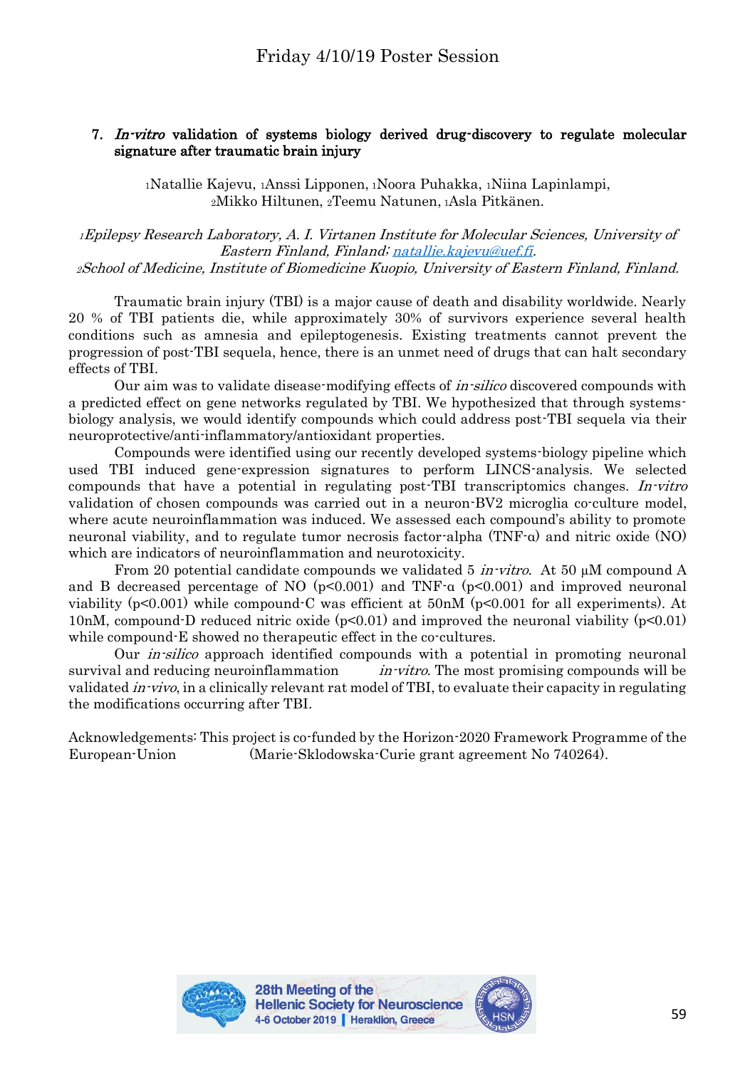## 7. *In-vitro* validation of systems biology derived drug-discovery to regulate molecular signature after traumatic brain injury

[1]Natallie Kajevu, [1]Anssi Lipponen, [1]Noora Puhakka, [1]Niina Lapinlampi, [2]Mikko Hiltunen, [2]Teemu Natunen, [1]Asla Pitkänen.

*[1]Epilepsy Research Laboratory, A. I. Virtanen Institute for Molecular Sciences, University of Eastern Finland, Finland; natallie.kajevu@uef.fi.*
*[2]School of Medicine, Institute of Biomedicine Kuopio, University of Eastern Finland, Finland.*

Traumatic brain injury (TBI) is a major cause of death and disability worldwide. Nearly 20 % of TBI patients die, while approximately 30% of survivors experience several health conditions such as amnesia and epileptogenesis. Existing treatments cannot prevent the progression of post-TBI sequela, hence, there is an unmet need of drugs that can halt secondary effects of TBI.

Our aim was to validate disease-modifying effects of *in-silico* discovered compounds with a predicted effect on gene networks regulated by TBI. We hypothesized that through systems-biology analysis, we would identify compounds which could address post-TBI sequela via their neuroprotective/anti-inflammatory/antioxidant properties.

Compounds were identified using our recently developed systems-biology pipeline which used TBI induced gene-expression signatures to perform LINCS-analysis. We selected compounds that have a potential in regulating post-TBI transcriptomics changes. *In-vitro* validation of chosen compounds was carried out in a neuron-BV2 microglia co-culture model, where acute neuroinflammation was induced. We assessed each compound's ability to promote neuronal viability, and to regulate tumor necrosis factor-alpha (TNF-α) and nitric oxide (NO) which are indicators of neuroinflammation and neurotoxicity.

From 20 potential candidate compounds we validated 5 *in-vitro.* At 50 μM compound A and B decreased percentage of NO ($p<0.001$) and TNF-α ($p<0.001$) and improved neuronal viability ($p<0.001$) while compound-C was efficient at 50nM ($p<0.001$ for all experiments). At 10nM, compound-D reduced nitric oxide ($p<0.01$) and improved the neuronal viability ($p<0.01$) while compound-E showed no therapeutic effect in the co-cultures.

Our *in-silico* approach identified compounds with a potential in promoting neuronal survival and reducing neuroinflammation *in-vitro*. The most promising compounds will be validated *in-vivo*, in a clinically relevant rat model of TBI, to evaluate their capacity in regulating the modifications occurring after TBI.

Acknowledgements: This project is co-funded by the Horizon-2020 Framework Programme of the European-Union (Marie-Sklodowska-Curie grant agreement No 740264).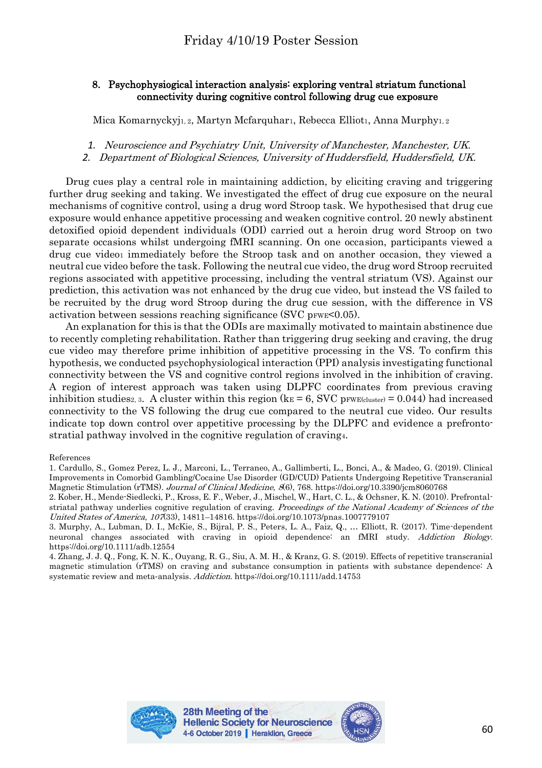## 8. Psychophysiological interaction analysis: exploring ventral striatum functional connectivity during cognitive control following drug cue exposure

Mica Komarnyckyj[1, 2], Martyn Mcfarquhar[1], Rebecca Elliot[1], Anna Murphy[1, 2]

1. *Neuroscience and Psychiatry Unit, University of Manchester, Manchester, UK.*
2. *Department of Biological Sciences, University of Huddersfield, Huddersfield, UK.*

Drug cues play a central role in maintaining addiction, by eliciting craving and triggering further drug seeking and taking. We investigated the effect of drug cue exposure on the neural mechanisms of cognitive control, using a drug word Stroop task. We hypothesised that drug cue exposure would enhance appetitive processing and weaken cognitive control. 20 newly abstinent detoxified opioid dependent individuals (ODI) carried out a heroin drug word Stroop on two separate occasions whilst undergoing fMRI scanning. On one occasion, participants viewed a drug cue video[1] immediately before the Stroop task and on another occasion, they viewed a neutral cue video before the task. Following the neutral cue video, the drug word Stroop recruited regions associated with appetitive processing, including the ventral striatum (VS). Against our prediction, this activation was not enhanced by the drug cue video, but instead the VS failed to be recruited by the drug word Stroop during the drug cue session, with the difference in VS activation between sessions reaching significance (SVC $p_{FWE}<0.05$).

An explanation for this is that the ODIs are maximally motivated to maintain abstinence due to recently completing rehabilitation. Rather than triggering drug seeking and craving, the drug cue video may therefore prime inhibition of appetitive processing in the VS. To confirm this hypothesis, we conducted psychophysiological interaction (PPI) analysis investigating functional connectivity between the VS and cognitive control regions involved in the inhibition of craving. A region of interest approach was taken using DLPFC coordinates from previous craving inhibition studies[2, 3]. A cluster within this region ($k_E = 6$, SVC $p_{FWE(cluster)} = 0.044$) had increased connectivity to the VS following the drug cue compared to the neutral cue video. Our results indicate top down control over appetitive processing by the DLPFC and evidence a prefronto-stratial pathway involved in the cognitive regulation of craving[4].

References

1. Cardullo, S., Gomez Perez, L. J., Marconi, L., Terraneo, A., Gallimberti, L., Bonci, A., & Madeo, G. (2019). Clinical Improvements in Comorbid Gambling/Cocaine Use Disorder (GD/CUD) Patients Undergoing Repetitive Transcranial Magnetic Stimulation (rTMS). *Journal of Clinical Medicine*, *8*(6), 768. https://doi.org/10.3390/jcm8060768
2. Kober, H., Mende-Siedlecki, P., Kross, E. F., Weber, J., Mischel, W., Hart, C. L., & Ochsner, K. N. (2010). Prefrontal-striatal pathway underlies cognitive regulation of craving. *Proceedings of the National Academy of Sciences of the United States of America*, *107*(33), 14811–14816. https://doi.org/10.1073/pnas.1007779107
3. Murphy, A., Lubman, D. I., McKie, S., Bijral, P. S., Peters, L. A., Faiz, Q., … Elliott, R. (2017). Time-dependent neuronal changes associated with craving in opioid dependence: an fMRI study. *Addiction Biology*. https://doi.org/10.1111/adb.12554
4. Zhang, J. J. Q., Fong, K. N. K., Ouyang, R. G., Siu, A. M. H., & Kranz, G. S. (2019). Effects of repetitive transcranial magnetic stimulation (rTMS) on craving and substance consumption in patients with substance dependence: A systematic review and meta-analysis. *Addiction*. https://doi.org/10.1111/add.14753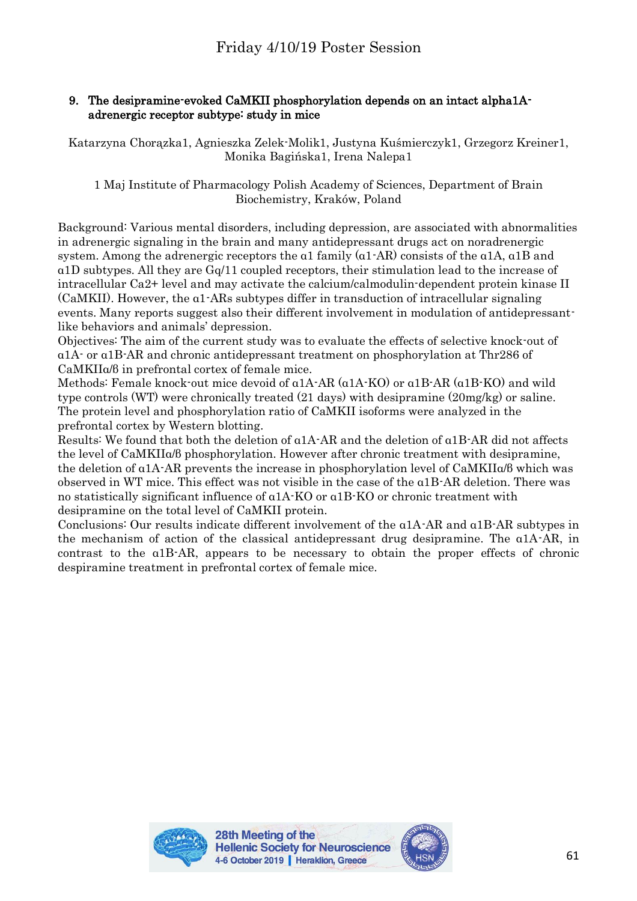## 9. The desipramine-evoked CaMKII phosphorylation depends on an intact alpha1A-adrenergic receptor subtype: study in mice

Katarzyna Chorązka1, Agnieszka Zelek-Molik1, Justyna Kuśmierczyk1, Grzegorz Kreiner1, Monika Bagińska1, Irena Nalepa1

1 Maj Institute of Pharmacology Polish Academy of Sciences, Department of Brain Biochemistry, Kraków, Poland

Background: Various mental disorders, including depression, are associated with abnormalities in adrenergic signaling in the brain and many antidepressant drugs act on noradrenergic system. Among the adrenergic receptors the α1 family (α1-AR) consists of the α1A, α1B and α1D subtypes. All they are Gq/11 coupled receptors, their stimulation lead to the increase of intracellular $Ca^{2+}$ level and may activate the calcium/calmodulin-dependent protein kinase II (CaMKII). However, the α1-ARs subtypes differ in transduction of intracellular signaling events. Many reports suggest also their different involvement in modulation of antidepressant-like behaviors and animals' depression.

Objectives: The aim of the current study was to evaluate the effects of selective knock-out of α1A- or α1B-AR and chronic antidepressant treatment on phosphorylation at Thr286 of CaMKIIα/β in prefrontal cortex of female mice.

Methods: Female knock-out mice devoid of α1A-AR (α1A-KO) or α1B-AR (α1B-KO) and wild type controls (WT) were chronically treated (21 days) with desipramine (20mg/kg) or saline. The protein level and phosphorylation ratio of CaMKII isoforms were analyzed in the prefrontal cortex by Western blotting.

Results: We found that both the deletion of α1A-AR and the deletion of α1B-AR did not affects the level of CaMKIIα/β phosphorylation. However after chronic treatment with desipramine, the deletion of α1A-AR prevents the increase in phosphorylation level of CaMKIIα/β which was observed in WT mice. This effect was not visible in the case of the α1B-AR deletion. There was no statistically significant influence of α1A-KO or α1B-KO or chronic treatment with desipramine on the total level of CaMKII protein.

Conclusions: Our results indicate different involvement of the α1A-AR and α1B-AR subtypes in the mechanism of action of the classical antidepressant drug desipramine. The α1A-AR, in contrast to the α1B-AR, appears to be necessary to obtain the proper effects of chronic despiramine treatment in prefrontal cortex of female mice.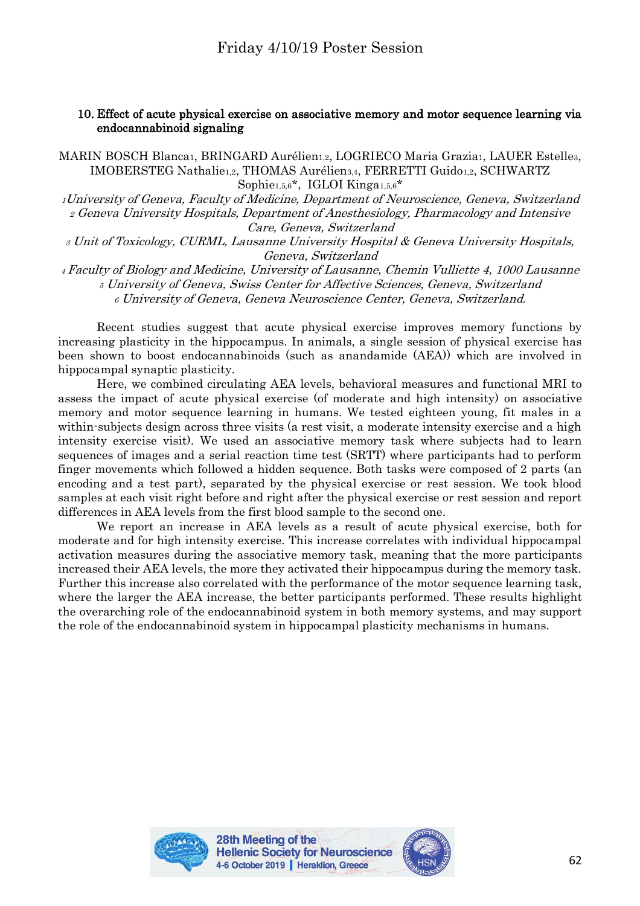## 10. Effect of acute physical exercise on associative memory and motor sequence learning via endocannabinoid signaling

MARIN BOSCH Blanca[1], BRINGARD Aurélien[1,2], LOGRIECO Maria Grazia[1], LAUER Estelle[3], IMOBERSTEG Nathalie[1,2], THOMAS Aurélien[3,4], FERRETTI Guido[1,2], SCHWARTZ Sophie[1,5,6]*, IGLOI Kinga[1,5,6]*

*[1]University of Geneva, Faculty of Medicine, Department of Neuroscience, Geneva, Switzerland*
*[2] Geneva University Hospitals, Department of Anesthesiology, Pharmacology and Intensive Care, Geneva, Switzerland*
*[3] Unit of Toxicology, CURML, Lausanne University Hospital & Geneva University Hospitals, Geneva, Switzerland*
*[4] Faculty of Biology and Medicine, University of Lausanne, Chemin Vulliette 4, 1000 Lausanne*
*[5] University of Geneva, Swiss Center for Affective Sciences, Geneva, Switzerland*
*[6] University of Geneva, Geneva Neuroscience Center, Geneva, Switzerland.*

Recent studies suggest that acute physical exercise improves memory functions by increasing plasticity in the hippocampus. In animals, a single session of physical exercise has been shown to boost endocannabinoids (such as anandamide (AEA)) which are involved in hippocampal synaptic plasticity.

Here, we combined circulating AEA levels, behavioral measures and functional MRI to assess the impact of acute physical exercise (of moderate and high intensity) on associative memory and motor sequence learning in humans. We tested eighteen young, fit males in a within-subjects design across three visits (a rest visit, a moderate intensity exercise and a high intensity exercise visit). We used an associative memory task where subjects had to learn sequences of images and a serial reaction time test (SRTT) where participants had to perform finger movements which followed a hidden sequence. Both tasks were composed of 2 parts (an encoding and a test part), separated by the physical exercise or rest session. We took blood samples at each visit right before and right after the physical exercise or rest session and report differences in AEA levels from the first blood sample to the second one.

We report an increase in AEA levels as a result of acute physical exercise, both for moderate and for high intensity exercise. This increase correlates with individual hippocampal activation measures during the associative memory task, meaning that the more participants increased their AEA levels, the more they activated their hippocampus during the memory task. Further this increase also correlated with the performance of the motor sequence learning task, where the larger the AEA increase, the better participants performed. These results highlight the overarching role of the endocannabinoid system in both memory systems, and may support the role of the endocannabinoid system in hippocampal plasticity mechanisms in humans.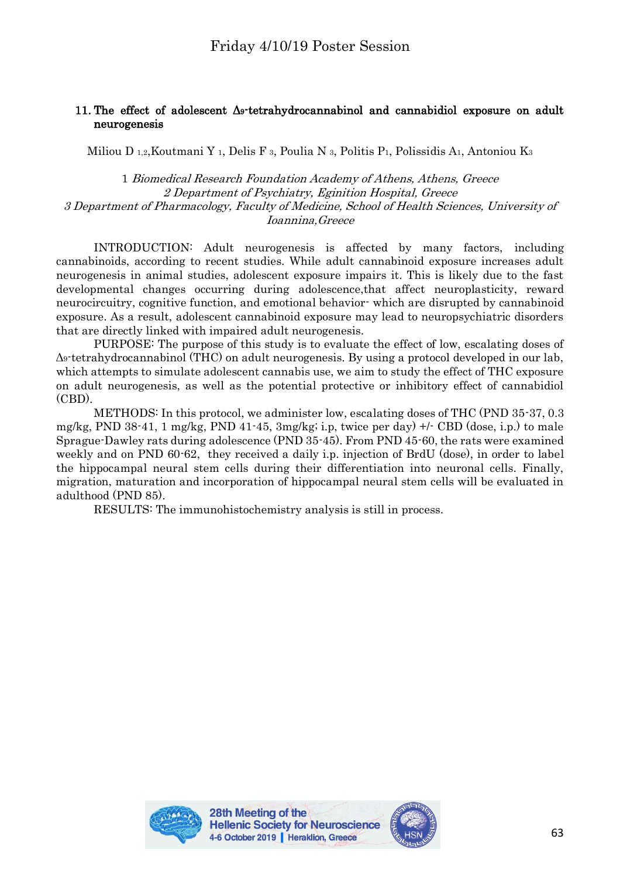## 11. The effect of adolescent $\Delta_9$-tetrahydrocannabinol and cannabidiol exposure on adult neurogenesis

Miliou D [1,2], Koutmani Y [1], Delis F [3], Poulia N [3], Politis P[1], Polissidis A[1], Antoniou K[3]

1 *Biomedical Research Foundation Academy of Athens, Athens, Greece*
2 *Department of Psychiatry, Eginition Hospital, Greece*
3 *Department of Pharmacology, Faculty of Medicine, School of Health Sciences, University of Ioannina, Greece*

INTRODUCTION: Adult neurogenesis is affected by many factors, including cannabinoids, according to recent studies. While adult cannabinoid exposure increases adult neurogenesis in animal studies, adolescent exposure impairs it. This is likely due to the fast developmental changes occurring during adolescence, that affect neuroplasticity, reward neurocircuitry, cognitive function, and emotional behavior- which are disrupted by cannabinoid exposure. As a result, adolescent cannabinoid exposure may lead to neuropsychiatric disorders that are directly linked with impaired adult neurogenesis.

PURPOSE: The purpose of this study is to evaluate the effect of low, escalating doses of $\Delta_9$-tetrahydrocannabinol (THC) on adult neurogenesis. By using a protocol developed in our lab, which attempts to simulate adolescent cannabis use, we aim to study the effect of THC exposure on adult neurogenesis, as well as the potential protective or inhibitory effect of cannabidiol (CBD).

METHODS: In this protocol, we administer low, escalating doses of THC (PND 35-37, 0.3 mg/kg, PND 38-41, 1 mg/kg, PND 41-45, 3mg/kg; i.p, twice per day) +/- CBD (dose, i.p.) to male Sprague-Dawley rats during adolescence (PND 35-45). From PND 45-60, the rats were examined weekly and on PND 60-62, they received a daily i.p. injection of BrdU (dose), in order to label the hippocampal neural stem cells during their differentiation into neuronal cells. Finally, migration, maturation and incorporation of hippocampal neural stem cells will be evaluated in adulthood (PND 85).

RESULTS: The immunohistochemistry analysis is still in process.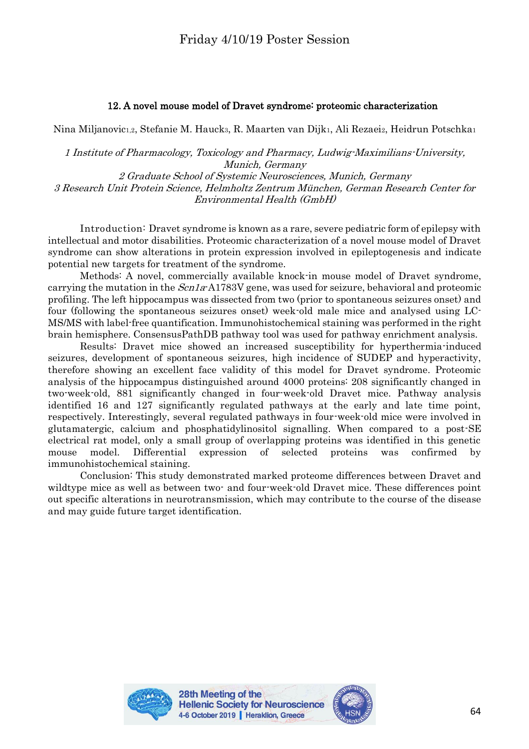## 12. A novel mouse model of Dravet syndrome: proteomic characterization

Nina Miljanovic[1,2], Stefanie M. Hauck[3], R. Maarten van Dijk[1], Ali Rezaei[2], Heidrun Potschka[1]

*1 Institute of Pharmacology, Toxicology and Pharmacy, Ludwig-Maximilians-University, Munich, Germany*
*2 Graduate School of Systemic Neurosciences, Munich, Germany*
*3 Research Unit Protein Science, Helmholtz Zentrum München, German Research Center for Environmental Health (GmbH)*

Introduction: Dravet syndrome is known as a rare, severe pediatric form of epilepsy with intellectual and motor disabilities. Proteomic characterization of a novel mouse model of Dravet syndrome can show alterations in protein expression involved in epileptogenesis and indicate potential new targets for treatment of the syndrome.

Methods: A novel, commercially available knock-in mouse model of Dravet syndrome, carrying the mutation in the *Scn1a*-A1783V gene, was used for seizure, behavioral and proteomic profiling. The left hippocampus was dissected from two (prior to spontaneous seizures onset) and four (following the spontaneous seizures onset) week-old male mice and analysed using LC-MS/MS with label-free quantification. Immunohistochemical staining was performed in the right brain hemisphere. ConsensusPathDB pathway tool was used for pathway enrichment analysis.

Results: Dravet mice showed an increased susceptibility for hyperthermia-induced seizures, development of spontaneous seizures, high incidence of SUDEP and hyperactivity, therefore showing an excellent face validity of this model for Dravet syndrome. Proteomic analysis of the hippocampus distinguished around 4000 proteins: 208 significantly changed in two-week-old, 881 significantly changed in four-week-old Dravet mice. Pathway analysis identified 16 and 127 significantly regulated pathways at the early and late time point, respectively. Interestingly, several regulated pathways in four-week-old mice were involved in glutamatergic, calcium and phosphatidylinositol signalling. When compared to a post-SE electrical rat model, only a small group of overlapping proteins was identified in this genetic mouse model. Differential expression of selected proteins was confirmed by immunohistochemical staining.

Conclusion: This study demonstrated marked proteome differences between Dravet and wildtype mice as well as between two- and four-week-old Dravet mice. These differences point out specific alterations in neurotransmission, which may contribute to the course of the disease and may guide future target identification.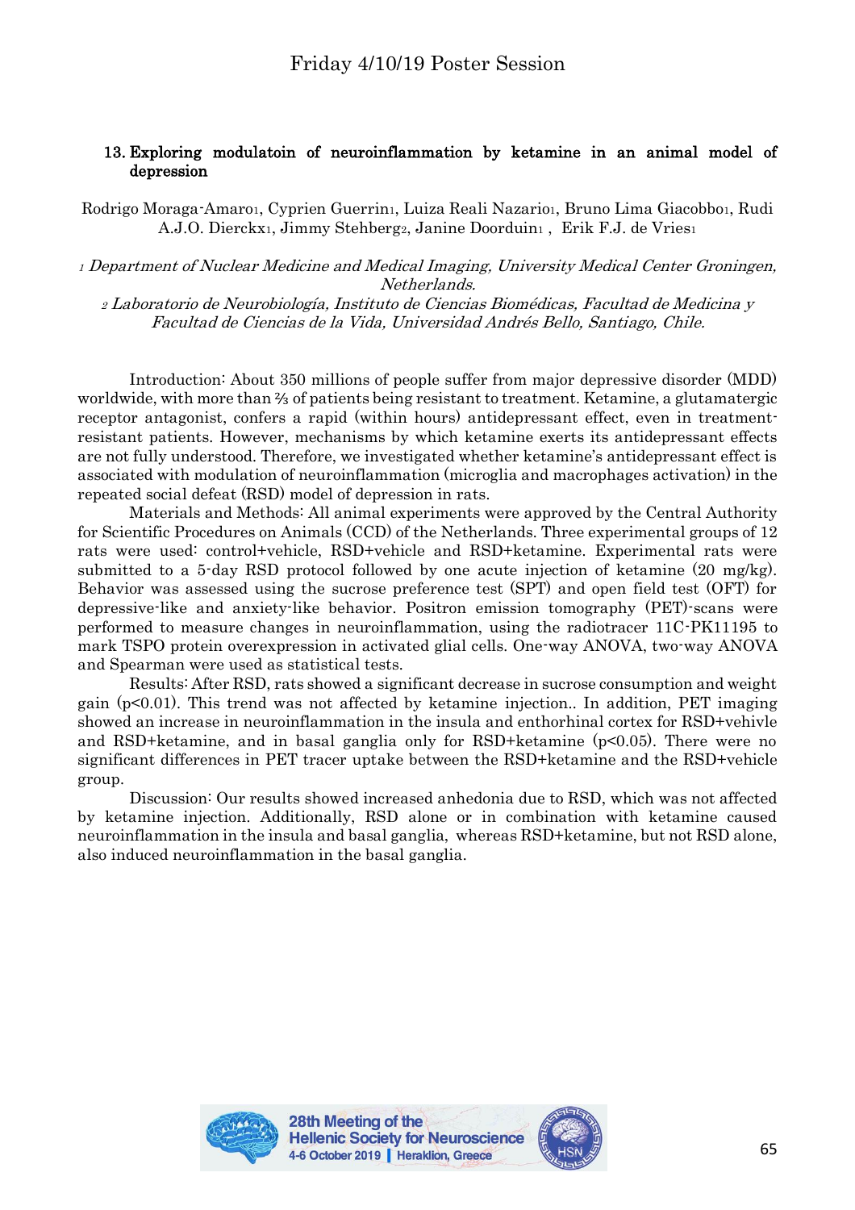## 13. Exploring modulatoin of neuroinflammation by ketamine in an animal model of depression

Rodrigo Moraga-Amaro[1], Cyprien Guerrin[1], Luiza Reali Nazario[1], Bruno Lima Giacobbo[1], Rudi A.J.O. Dierckx[1], Jimmy Stehberg[2], Janine Doorduin[1], Erik F.J. de Vries[1]

*[1] Department of Nuclear Medicine and Medical Imaging, University Medical Center Groningen, Netherlands.*

*[2] Laboratorio de Neurobiología, Instituto de Ciencias Biomédicas, Facultad de Medicina y Facultad de Ciencias de la Vida, Universidad Andrés Bello, Santiago, Chile.*

Introduction: About 350 millions of people suffer from major depressive disorder (MDD) worldwide, with more than ⅔ of patients being resistant to treatment. Ketamine, a glutamatergic receptor antagonist, confers a rapid (within hours) antidepressant effect, even in treatment-resistant patients. However, mechanisms by which ketamine exerts its antidepressant effects are not fully understood. Therefore, we investigated whether ketamine's antidepressant effect is associated with modulation of neuroinflammation (microglia and macrophages activation) in the repeated social defeat (RSD) model of depression in rats.

Materials and Methods: All animal experiments were approved by the Central Authority for Scientific Procedures on Animals (CCD) of the Netherlands. Three experimental groups of 12 rats were used: control+vehicle, RSD+vehicle and RSD+ketamine. Experimental rats were submitted to a 5-day RSD protocol followed by one acute injection of ketamine (20 mg/kg). Behavior was assessed using the sucrose preference test (SPT) and open field test (OFT) for depressive-like and anxiety-like behavior. Positron emission tomography (PET)-scans were performed to measure changes in neuroinflammation, using the radiotracer 11C-PK11195 to mark TSPO protein overexpression in activated glial cells. One-way ANOVA, two-way ANOVA and Spearman were used as statistical tests.

Results: After RSD, rats showed a significant decrease in sucrose consumption and weight gain ($p<0.01$). This trend was not affected by ketamine injection.. In addition, PET imaging showed an increase in neuroinflammation in the insula and enthorhinal cortex for RSD+vehivle and RSD+ketamine, and in basal ganglia only for RSD+ketamine ($p<0.05$). There were no significant differences in PET tracer uptake between the RSD+ketamine and the RSD+vehicle group.

Discussion: Our results showed increased anhedonia due to RSD, which was not affected by ketamine injection. Additionally, RSD alone or in combination with ketamine caused neuroinflammation in the insula and basal ganglia, whereas RSD+ketamine, but not RSD alone, also induced neuroinflammation in the basal ganglia.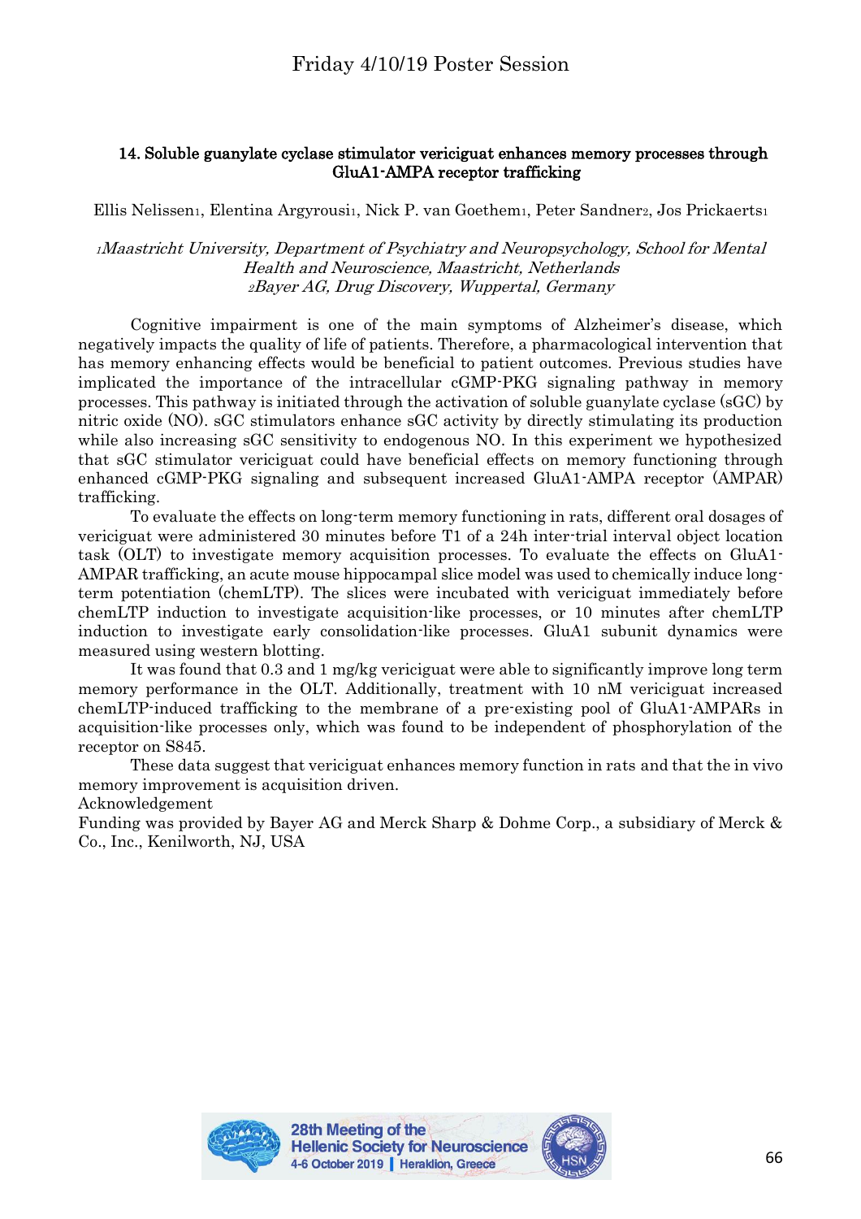## 14. Soluble guanylate cyclase stimulator vericiguat enhances memory processes through GluA1-AMPA receptor trafficking

Ellis Nelissen[1], Elentina Argyrousi[1], Nick P. van Goethem[1], Peter Sandner[2], Jos Prickaerts[1]

*[1]Maastricht University, Department of Psychiatry and Neuropsychology, School for Mental Health and Neuroscience, Maastricht, Netherlands*
*[2]Bayer AG, Drug Discovery, Wuppertal, Germany*

Cognitive impairment is one of the main symptoms of Alzheimer's disease, which negatively impacts the quality of life of patients. Therefore, a pharmacological intervention that has memory enhancing effects would be beneficial to patient outcomes. Previous studies have implicated the importance of the intracellular cGMP-PKG signaling pathway in memory processes. This pathway is initiated through the activation of soluble guanylate cyclase (sGC) by nitric oxide (NO). sGC stimulators enhance sGC activity by directly stimulating its production while also increasing sGC sensitivity to endogenous NO. In this experiment we hypothesized that sGC stimulator vericiguat could have beneficial effects on memory functioning through enhanced cGMP-PKG signaling and subsequent increased GluA1-AMPA receptor (AMPAR) trafficking.

To evaluate the effects on long-term memory functioning in rats, different oral dosages of vericiguat were administered 30 minutes before T1 of a 24h inter-trial interval object location task (OLT) to investigate memory acquisition processes. To evaluate the effects on GluA1-AMPAR trafficking, an acute mouse hippocampal slice model was used to chemically induce long-term potentiation (chemLTP). The slices were incubated with vericiguat immediately before chemLTP induction to investigate acquisition-like processes, or 10 minutes after chemLTP induction to investigate early consolidation-like processes. GluA1 subunit dynamics were measured using western blotting.

It was found that 0.3 and 1 mg/kg vericiguat were able to significantly improve long term memory performance in the OLT. Additionally, treatment with 10 nM vericiguat increased chemLTP-induced trafficking to the membrane of a pre-existing pool of GluA1-AMPARs in acquisition-like processes only, which was found to be independent of phosphorylation of the receptor on S845.

These data suggest that vericiguat enhances memory function in rats and that the in vivo memory improvement is acquisition driven.

Acknowledgement

Funding was provided by Bayer AG and Merck Sharp & Dohme Corp., a subsidiary of Merck & Co., Inc., Kenilworth, NJ, USA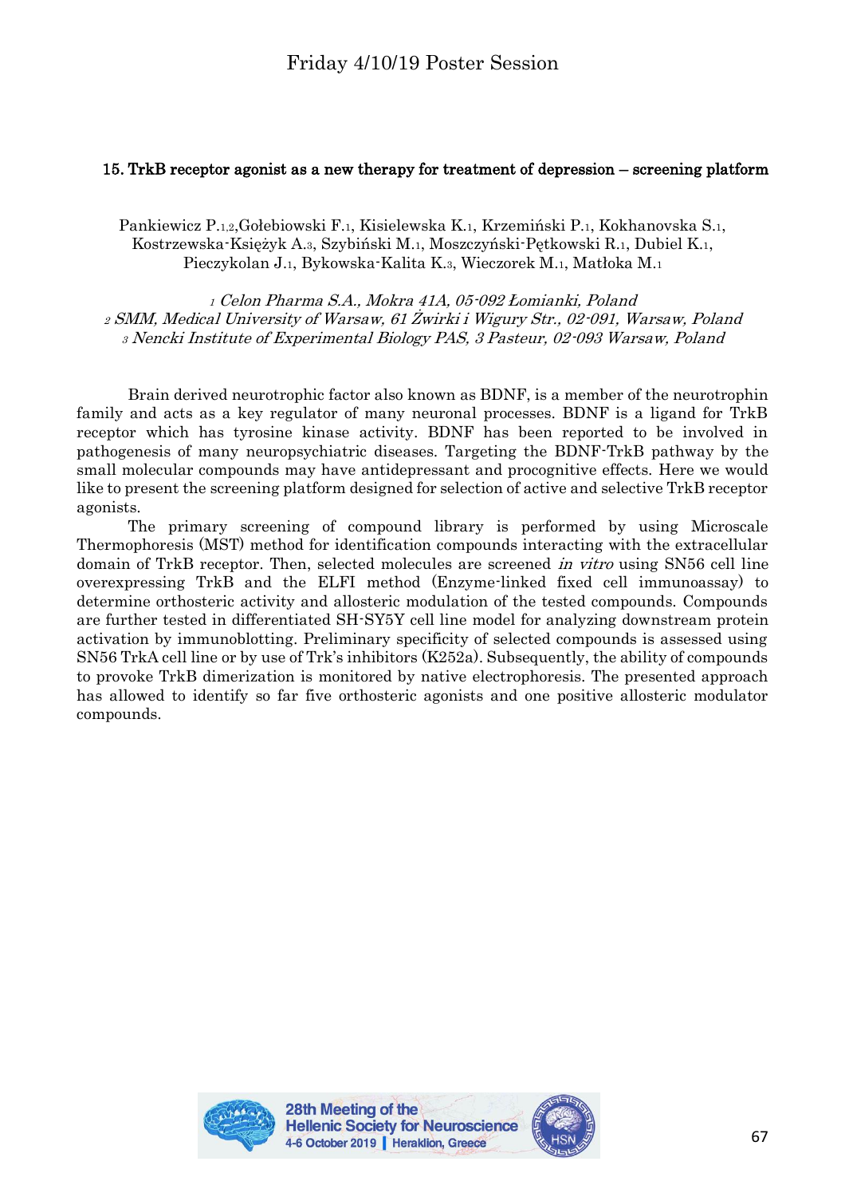## 15. TrkB receptor agonist as a new therapy for treatment of depression – screening platform

Pankiewicz P.[1,2], Gołebiowski F.[1], Kisielewska K.[1], Krzemiński P.[1], Kokhanovska S.[1], Kostrzewska-Księżyk A.[3], Szybiński M.[1], Moszczyński-Pętkowski R.[1], Dubiel K.[1], Pieczykolan J.[1], Bykowska-Kalita K.[3], Wieczorek M.[1], Matłoka M.[1]

*[1] Celon Pharma S.A., Mokra 41A, 05-092 Łomianki, Poland*
*[2] SMM, Medical University of Warsaw, 61 Żwirki i Wigury Str., 02-091, Warsaw, Poland*
*[3] Nencki Institute of Experimental Biology PAS, 3 Pasteur, 02-093 Warsaw, Poland*

Brain derived neurotrophic factor also known as BDNF, is a member of the neurotrophin family and acts as a key regulator of many neuronal processes. BDNF is a ligand for TrkB receptor which has tyrosine kinase activity. BDNF has been reported to be involved in pathogenesis of many neuropsychiatric diseases. Targeting the BDNF-TrkB pathway by the small molecular compounds may have antidepressant and procognitive effects. Here we would like to present the screening platform designed for selection of active and selective TrkB receptor agonists.

The primary screening of compound library is performed by using Microscale Thermophoresis (MST) method for identification compounds interacting with the extracellular domain of TrkB receptor. Then, selected molecules are screened *in vitro* using SN56 cell line overexpressing TrkB and the ELFI method (Enzyme-linked fixed cell immunoassay) to determine orthosteric activity and allosteric modulation of the tested compounds. Compounds are further tested in differentiated SH-SY5Y cell line model for analyzing downstream protein activation by immunoblotting. Preliminary specificity of selected compounds is assessed using SN56 TrkA cell line or by use of Trk's inhibitors (K252a). Subsequently, the ability of compounds to provoke TrkB dimerization is monitored by native electrophoresis. The presented approach has allowed to identify so far five orthosteric agonists and one positive allosteric modulator compounds.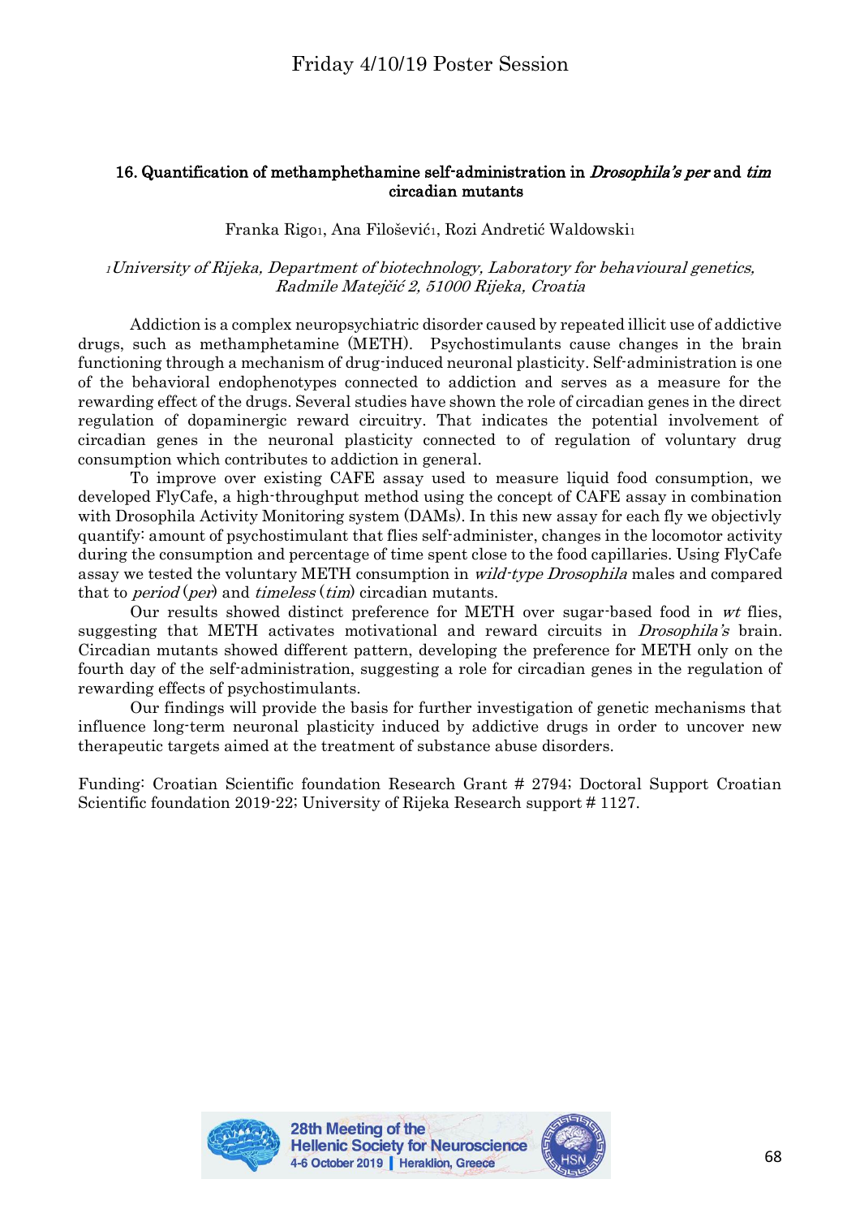### 16. Quantification of methamphethamine self-administration in *Drosophila's per* and *tim* circadian mutants

Franka Rigo[1], Ana Filošević[1], Rozi Andretić Waldowski[1]

*[1]University of Rijeka, Department of biotechnology, Laboratory for behavioural genetics, Radmile Matejčić 2, 51000 Rijeka, Croatia*

Addiction is a complex neuropsychiatric disorder caused by repeated illicit use of addictive drugs, such as methamphetamine (METH). Psychostimulants cause changes in the brain functioning through a mechanism of drug-induced neuronal plasticity. Self-administration is one of the behavioral endophenotypes connected to addiction and serves as a measure for the rewarding effect of the drugs. Several studies have shown the role of circadian genes in the direct regulation of dopaminergic reward circuitry. That indicates the potential involvement of circadian genes in the neuronal plasticity connected to of regulation of voluntary drug consumption which contributes to addiction in general.

To improve over existing CAFE assay used to measure liquid food consumption, we developed FlyCafe, a high-throughput method using the concept of CAFE assay in combination with Drosophila Activity Monitoring system (DAMs). In this new assay for each fly we objectivly quantify: amount of psychostimulant that flies self-administer, changes in the locomotor activity during the consumption and percentage of time spent close to the food capillaries. Using FlyCafe assay we tested the voluntary METH consumption in *wild-type Drosophila* males and compared that to *period* (*per*) and *timeless* (*tim*) circadian mutants.

Our results showed distinct preference for METH over sugar-based food in *wt* flies, suggesting that METH activates motivational and reward circuits in *Drosophila's* brain. Circadian mutants showed different pattern, developing the preference for METH only on the fourth day of the self-administration, suggesting a role for circadian genes in the regulation of rewarding effects of psychostimulants.

Our findings will provide the basis for further investigation of genetic mechanisms that influence long-term neuronal plasticity induced by addictive drugs in order to uncover new therapeutic targets aimed at the treatment of substance abuse disorders.

Funding: Croatian Scientific foundation Research Grant # 2794; Doctoral Support Croatian Scientific foundation 2019-22; University of Rijeka Research support # 1127.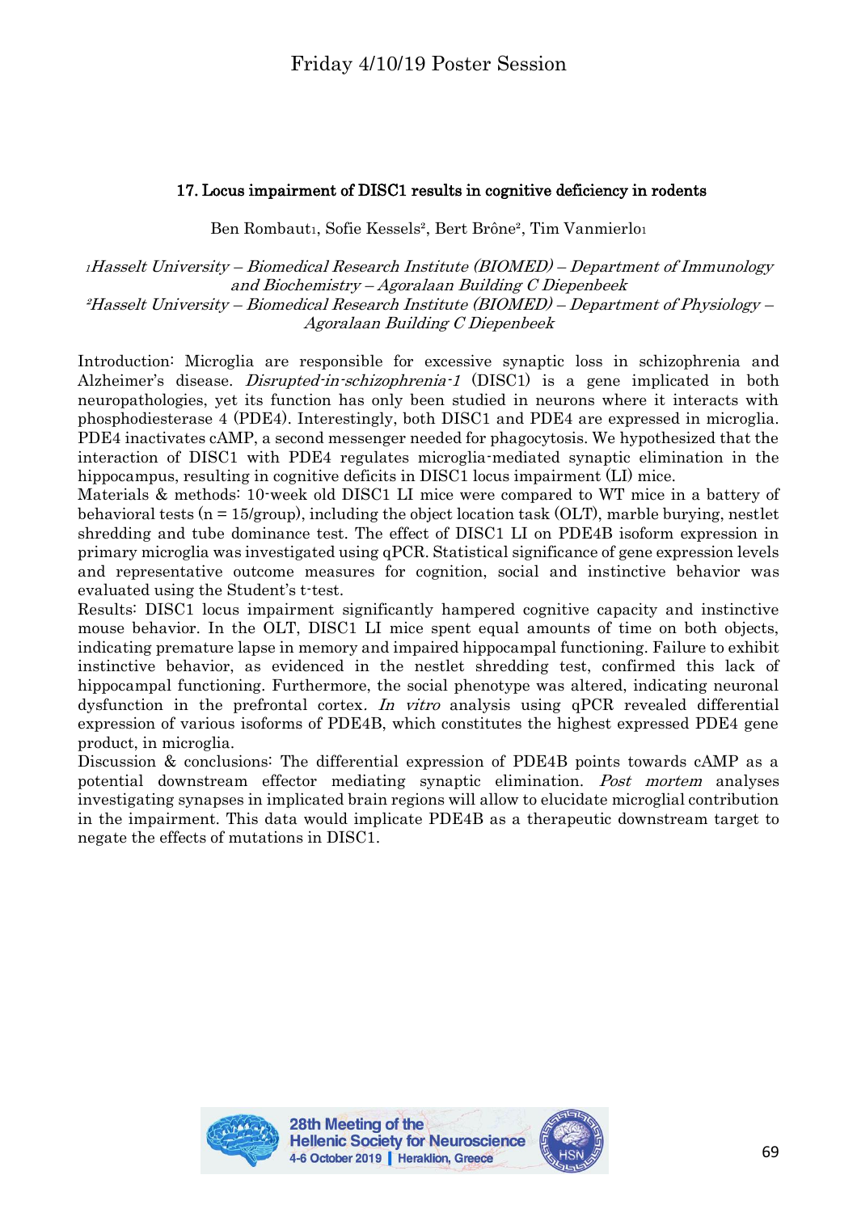## 17. Locus impairment of DISC1 results in cognitive deficiency in rodents

Ben Rombaut[1], Sofie Kessels[2], Bert Brône[2], Tim Vanmierlo[1]

*[1]Hasselt University – Biomedical Research Institute (BIOMED) – Department of Immunology and Biochemistry – Agoralaan Building C Diepenbeek*
*[2]Hasselt University – Biomedical Research Institute (BIOMED) – Department of Physiology – Agoralaan Building C Diepenbeek*

Introduction: Microglia are responsible for excessive synaptic loss in schizophrenia and Alzheimer's disease. *Disrupted-in-schizophrenia-1* (DISC1) is a gene implicated in both neuropathologies, yet its function has only been studied in neurons where it interacts with phosphodiesterase 4 (PDE4). Interestingly, both DISC1 and PDE4 are expressed in microglia. PDE4 inactivates cAMP, a second messenger needed for phagocytosis. We hypothesized that the interaction of DISC1 with PDE4 regulates microglia-mediated synaptic elimination in the hippocampus, resulting in cognitive deficits in DISC1 locus impairment (LI) mice.
Materials & methods: 10-week old DISC1 LI mice were compared to WT mice in a battery of behavioral tests (n = 15/group), including the object location task (OLT), marble burying, nestlet shredding and tube dominance test. The effect of DISC1 LI on PDE4B isoform expression in primary microglia was investigated using qPCR. Statistical significance of gene expression levels and representative outcome measures for cognition, social and instinctive behavior was evaluated using the Student's t-test.
Results: DISC1 locus impairment significantly hampered cognitive capacity and instinctive mouse behavior. In the OLT, DISC1 LI mice spent equal amounts of time on both objects, indicating premature lapse in memory and impaired hippocampal functioning. Failure to exhibit instinctive behavior, as evidenced in the nestlet shredding test, confirmed this lack of hippocampal functioning. Furthermore, the social phenotype was altered, indicating neuronal dysfunction in the prefrontal cortex. *In vitro* analysis using qPCR revealed differential expression of various isoforms of PDE4B, which constitutes the highest expressed PDE4 gene product, in microglia.
Discussion & conclusions: The differential expression of PDE4B points towards cAMP as a potential downstream effector mediating synaptic elimination. *Post mortem* analyses investigating synapses in implicated brain regions will allow to elucidate microglial contribution in the impairment. This data would implicate PDE4B as a therapeutic downstream target to negate the effects of mutations in DISC1.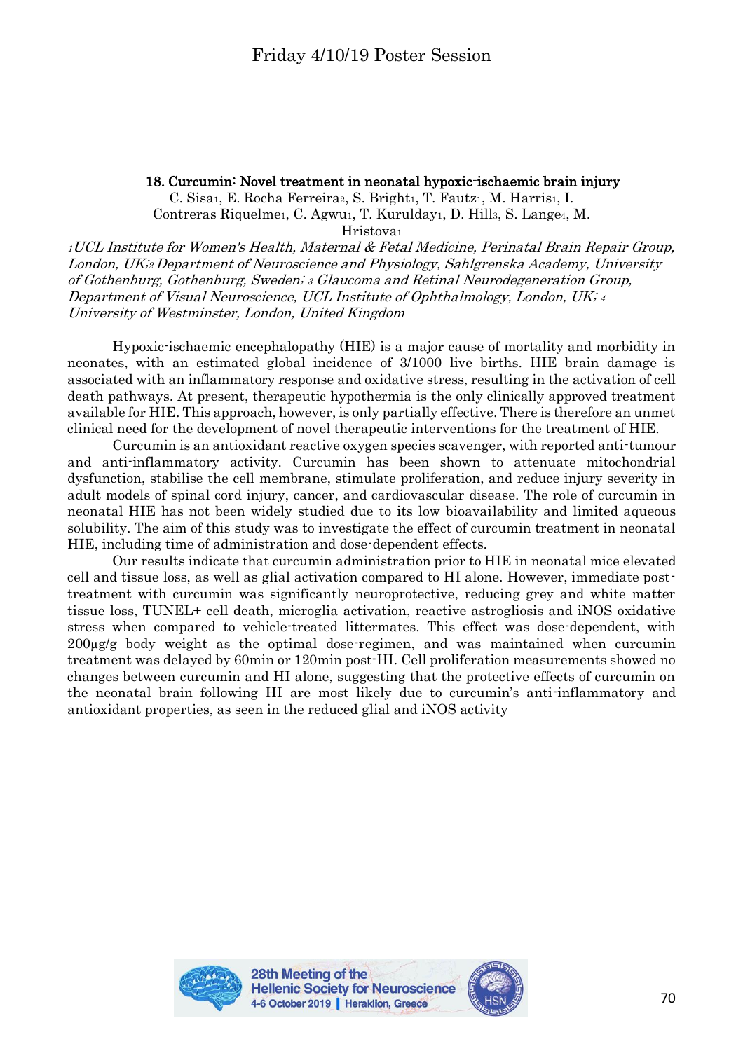## 18. Curcumin: Novel treatment in neonatal hypoxic-ischaemic brain injury

C. Sisa[1], E. Rocha Ferreira[2], S. Bright[1], T. Fautz[1], M. Harris[1], I. Contreras Riquelme[1], C. Agwu[1], T. Kurulday[1], D. Hill[3], S. Lange[4], M. Hristova[1]

*[1]UCL Institute for Women's Health, Maternal & Fetal Medicine, Perinatal Brain Repair Group, London, UK;[2] Department of Neuroscience and Physiology, Sahlgrenska Academy, University of Gothenburg, Gothenburg, Sweden; [3] Glaucoma and Retinal Neurodegeneration Group, Department of Visual Neuroscience, UCL Institute of Ophthalmology, London, UK; [4] University of Westminster, London, United Kingdom*

Hypoxic-ischaemic encephalopathy (HIE) is a major cause of mortality and morbidity in neonates, with an estimated global incidence of 3/1000 live births. HIE brain damage is associated with an inflammatory response and oxidative stress, resulting in the activation of cell death pathways. At present, therapeutic hypothermia is the only clinically approved treatment available for HIE. This approach, however, is only partially effective. There is therefore an unmet clinical need for the development of novel therapeutic interventions for the treatment of HIE.

Curcumin is an antioxidant reactive oxygen species scavenger, with reported anti-tumour and anti-inflammatory activity. Curcumin has been shown to attenuate mitochondrial dysfunction, stabilise the cell membrane, stimulate proliferation, and reduce injury severity in adult models of spinal cord injury, cancer, and cardiovascular disease. The role of curcumin in neonatal HIE has not been widely studied due to its low bioavailability and limited aqueous solubility. The aim of this study was to investigate the effect of curcumin treatment in neonatal HIE, including time of administration and dose-dependent effects.

Our results indicate that curcumin administration prior to HIE in neonatal mice elevated cell and tissue loss, as well as glial activation compared to HI alone. However, immediate post-treatment with curcumin was significantly neuroprotective, reducing grey and white matter tissue loss, TUNEL+ cell death, microglia activation, reactive astrogliosis and iNOS oxidative stress when compared to vehicle-treated littermates. This effect was dose-dependent, with 200μg/g body weight as the optimal dose-regimen, and was maintained when curcumin treatment was delayed by 60min or 120min post-HI. Cell proliferation measurements showed no changes between curcumin and HI alone, suggesting that the protective effects of curcumin on the neonatal brain following HI are most likely due to curcumin's anti-inflammatory and antioxidant properties, as seen in the reduced glial and iNOS activity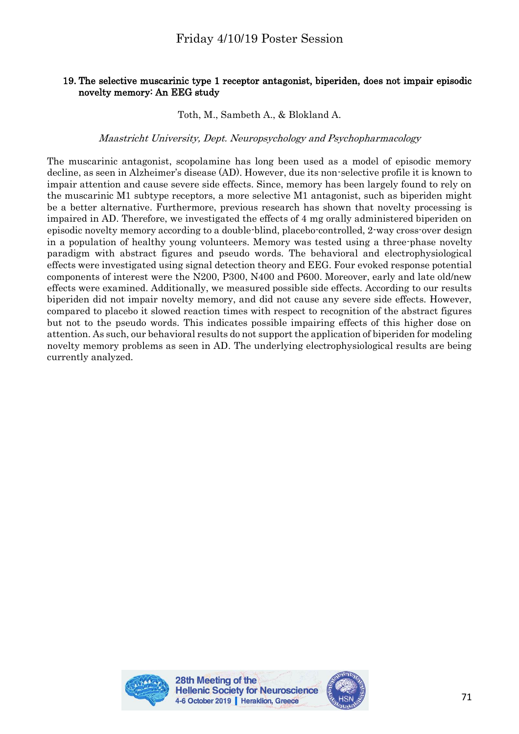## 19. The selective muscarinic type 1 receptor antagonist, biperiden, does not impair episodic novelty memory: An EEG study

Toth, M., Sambeth A., & Blokland A.

*Maastricht University, Dept. Neuropsychology and Psychopharmacology*

The muscarinic antagonist, scopolamine has long been used as a model of episodic memory decline, as seen in Alzheimer's disease (AD). However, due its non-selective profile it is known to impair attention and cause severe side effects. Since, memory has been largely found to rely on the muscarinic M1 subtype receptors, a more selective M1 antagonist, such as biperiden might be a better alternative. Furthermore, previous research has shown that novelty processing is impaired in AD. Therefore, we investigated the effects of 4 mg orally administered biperiden on episodic novelty memory according to a double-blind, placebo-controlled, 2-way cross-over design in a population of healthy young volunteers. Memory was tested using a three-phase novelty paradigm with abstract figures and pseudo words. The behavioral and electrophysiological effects were investigated using signal detection theory and EEG. Four evoked response potential components of interest were the N200, P300, N400 and P600. Moreover, early and late old/new effects were examined. Additionally, we measured possible side effects. According to our results biperiden did not impair novelty memory, and did not cause any severe side effects. However, compared to placebo it slowed reaction times with respect to recognition of the abstract figures but not to the pseudo words. This indicates possible impairing effects of this higher dose on attention. As such, our behavioral results do not support the application of biperiden for modeling novelty memory problems as seen in AD. The underlying electrophysiological results are being currently analyzed.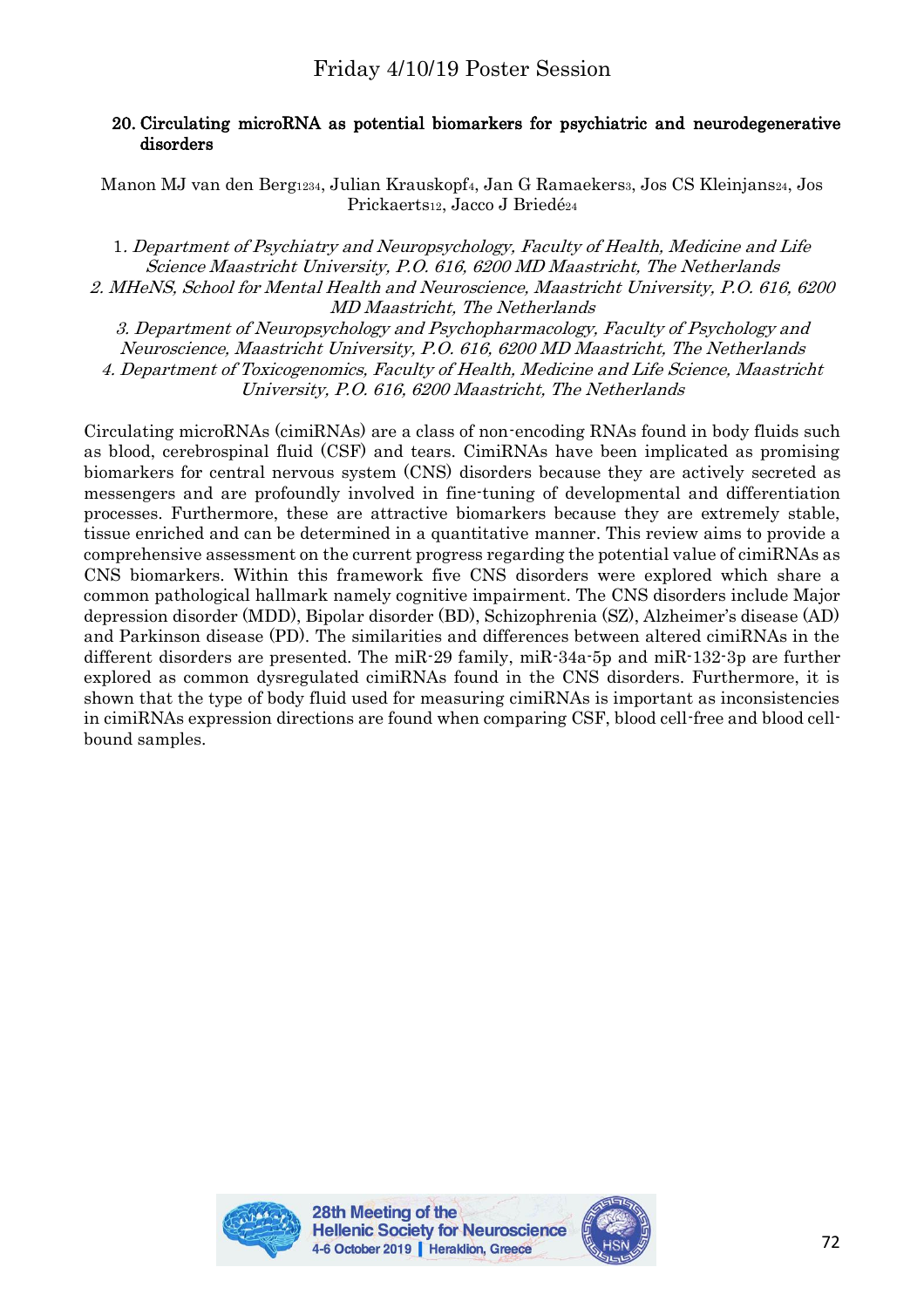## 20. Circulating microRNA as potential biomarkers for psychiatric and neurodegenerative disorders

Manon MJ van den Berg[1234], Julian Krauskopf[4], Jan G Ramaekers[3], Jos CS Kleinjans[24], Jos Prickaerts[12], Jacco J Briedé[24]

1. *Department of Psychiatry and Neuropsychology, Faculty of Health, Medicine and Life Science Maastricht University, P.O. 616, 6200 MD Maastricht, The Netherlands*
2. *MHeNS, School for Mental Health and Neuroscience, Maastricht University, P.O. 616, 6200 MD Maastricht, The Netherlands*
3. *Department of Neuropsychology and Psychopharmacology, Faculty of Psychology and Neuroscience, Maastricht University, P.O. 616, 6200 MD Maastricht, The Netherlands*
4. *Department of Toxicogenomics, Faculty of Health, Medicine and Life Science, Maastricht University, P.O. 616, 6200 Maastricht, The Netherlands*

Circulating microRNAs (cimiRNAs) are a class of non-encoding RNAs found in body fluids such as blood, cerebrospinal fluid (CSF) and tears. CimiRNAs have been implicated as promising biomarkers for central nervous system (CNS) disorders because they are actively secreted as messengers and are profoundly involved in fine-tuning of developmental and differentiation processes. Furthermore, these are attractive biomarkers because they are extremely stable, tissue enriched and can be determined in a quantitative manner. This review aims to provide a comprehensive assessment on the current progress regarding the potential value of cimiRNAs as CNS biomarkers. Within this framework five CNS disorders were explored which share a common pathological hallmark namely cognitive impairment. The CNS disorders include Major depression disorder (MDD), Bipolar disorder (BD), Schizophrenia (SZ), Alzheimer's disease (AD) and Parkinson disease (PD). The similarities and differences between altered cimiRNAs in the different disorders are presented. The miR-29 family, miR-34a-5p and miR-132-3p are further explored as common dysregulated cimiRNAs found in the CNS disorders. Furthermore, it is shown that the type of body fluid used for measuring cimiRNAs is important as inconsistencies in cimiRNAs expression directions are found when comparing CSF, blood cell-free and blood cell-bound samples.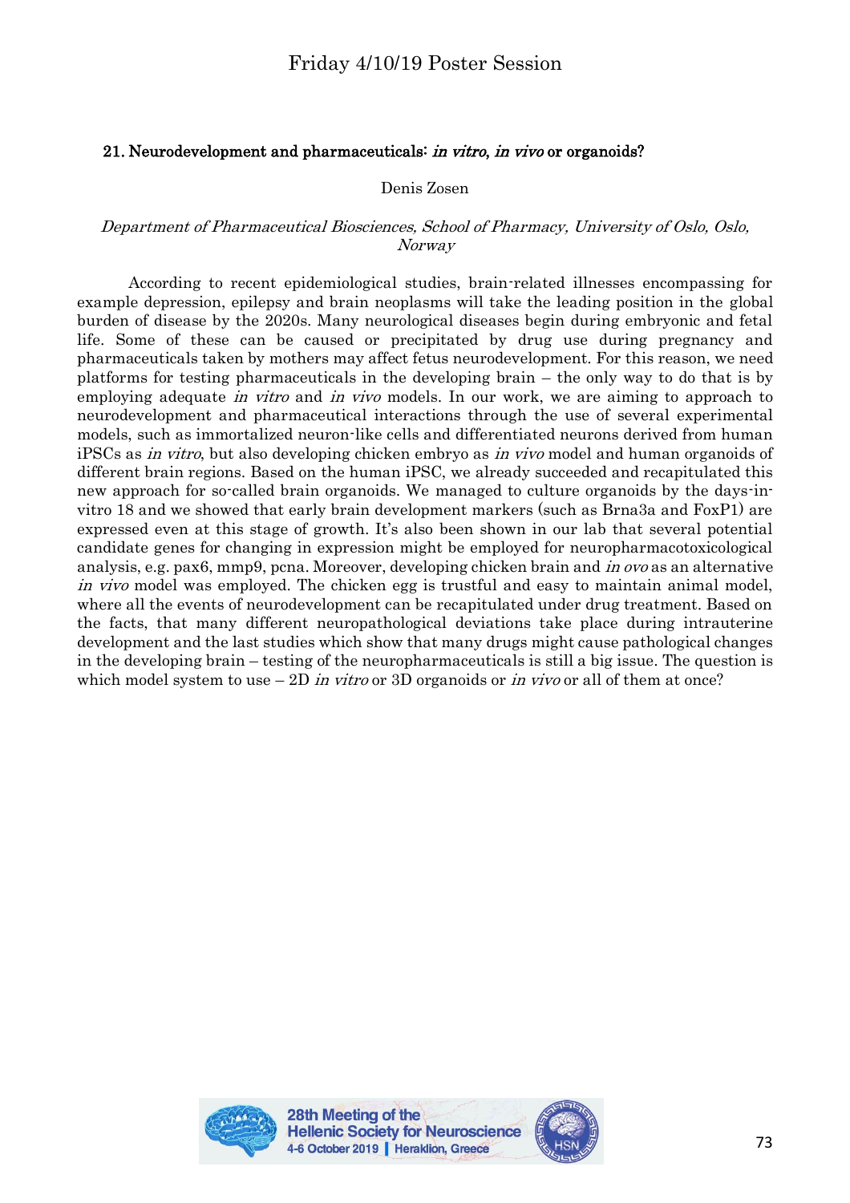### 21. Neurodevelopment and pharmaceuticals: *in vitro*, *in vivo* or organoids?

Denis Zosen

*Department of Pharmaceutical Biosciences, School of Pharmacy, University of Oslo, Oslo, Norway*

According to recent epidemiological studies, brain-related illnesses encompassing for example depression, epilepsy and brain neoplasms will take the leading position in the global burden of disease by the 2020s. Many neurological diseases begin during embryonic and fetal life. Some of these can be caused or precipitated by drug use during pregnancy and pharmaceuticals taken by mothers may affect fetus neurodevelopment. For this reason, we need platforms for testing pharmaceuticals in the developing brain – the only way to do that is by employing adequate *in vitro* and *in vivo* models. In our work, we are aiming to approach to neurodevelopment and pharmaceutical interactions through the use of several experimental models, such as immortalized neuron-like cells and differentiated neurons derived from human iPSCs as *in vitro*, but also developing chicken embryo as *in vivo* model and human organoids of different brain regions. Based on the human iPSC, we already succeeded and recapitulated this new approach for so-called brain organoids. We managed to culture organoids by the days-in-vitro 18 and we showed that early brain development markers (such as Brna3a and FoxP1) are expressed even at this stage of growth. It's also been shown in our lab that several potential candidate genes for changing in expression might be employed for neuropharmacotoxicological analysis, e.g. pax6, mmp9, pcna. Moreover, developing chicken brain and *in ovo* as an alternative *in vivo* model was employed. The chicken egg is trustful and easy to maintain animal model, where all the events of neurodevelopment can be recapitulated under drug treatment. Based on the facts, that many different neuropathological deviations take place during intrauterine development and the last studies which show that many drugs might cause pathological changes in the developing brain – testing of the neuropharmaceuticals is still a big issue. The question is which model system to use – 2D *in vitro* or 3D organoids or *in vivo* or all of them at once?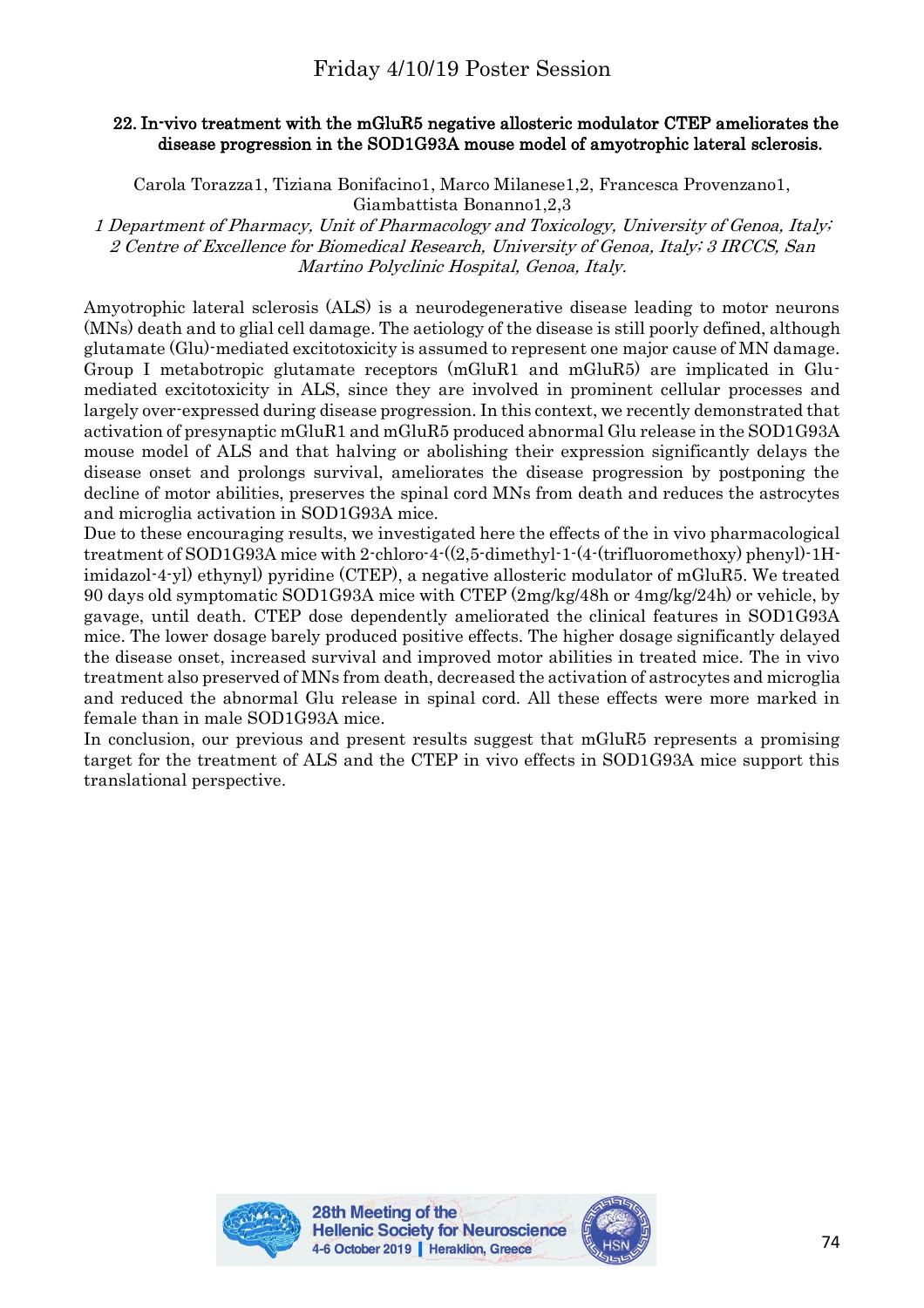## 22. In-vivo treatment with the mGluR5 negative allosteric modulator CTEP ameliorates the disease progression in the SOD1G93A mouse model of amyotrophic lateral sclerosis.

Carola Torazza[1], Tiziana Bonifacino[1], Marco Milanese[1,2], Francesca Provenzano[1], Giambattista Bonanno[1,2,3]

*1 Department of Pharmacy, Unit of Pharmacology and Toxicology, University of Genoa, Italy; 2 Centre of Excellence for Biomedical Research, University of Genoa, Italy; 3 IRCCS, San Martino Polyclinic Hospital, Genoa, Italy.*

Amyotrophic lateral sclerosis (ALS) is a neurodegenerative disease leading to motor neurons (MNs) death and to glial cell damage. The aetiology of the disease is still poorly defined, although glutamate (Glu)-mediated excitotoxicity is assumed to represent one major cause of MN damage. Group I metabotropic glutamate receptors (mGluR1 and mGluR5) are implicated in Glu-mediated excitotoxicity in ALS, since they are involved in prominent cellular processes and largely over-expressed during disease progression. In this context, we recently demonstrated that activation of presynaptic mGluR1 and mGluR5 produced abnormal Glu release in the SOD1G93A mouse model of ALS and that halving or abolishing their expression significantly delays the disease onset and prolongs survival, ameliorates the disease progression by postponing the decline of motor abilities, preserves the spinal cord MNs from death and reduces the astrocytes and microglia activation in SOD1G93A mice.

Due to these encouraging results, we investigated here the effects of the in vivo pharmacological treatment of SOD1G93A mice with 2-chloro-4-((2,5-dimethyl-1-(4-(trifluoromethoxy) phenyl)-1H-imidazol-4-yl) ethynyl) pyridine (CTEP), a negative allosteric modulator of mGluR5. We treated 90 days old symptomatic SOD1G93A mice with CTEP (2mg/kg/48h or 4mg/kg/24h) or vehicle, by gavage, until death. CTEP dose dependently ameliorated the clinical features in SOD1G93A mice. The lower dosage barely produced positive effects. The higher dosage significantly delayed the disease onset, increased survival and improved motor abilities in treated mice. The in vivo treatment also preserved of MNs from death, decreased the activation of astrocytes and microglia and reduced the abnormal Glu release in spinal cord. All these effects were more marked in female than in male SOD1G93A mice.

In conclusion, our previous and present results suggest that mGluR5 represents a promising target for the treatment of ALS and the CTEP in vivo effects in SOD1G93A mice support this translational perspective.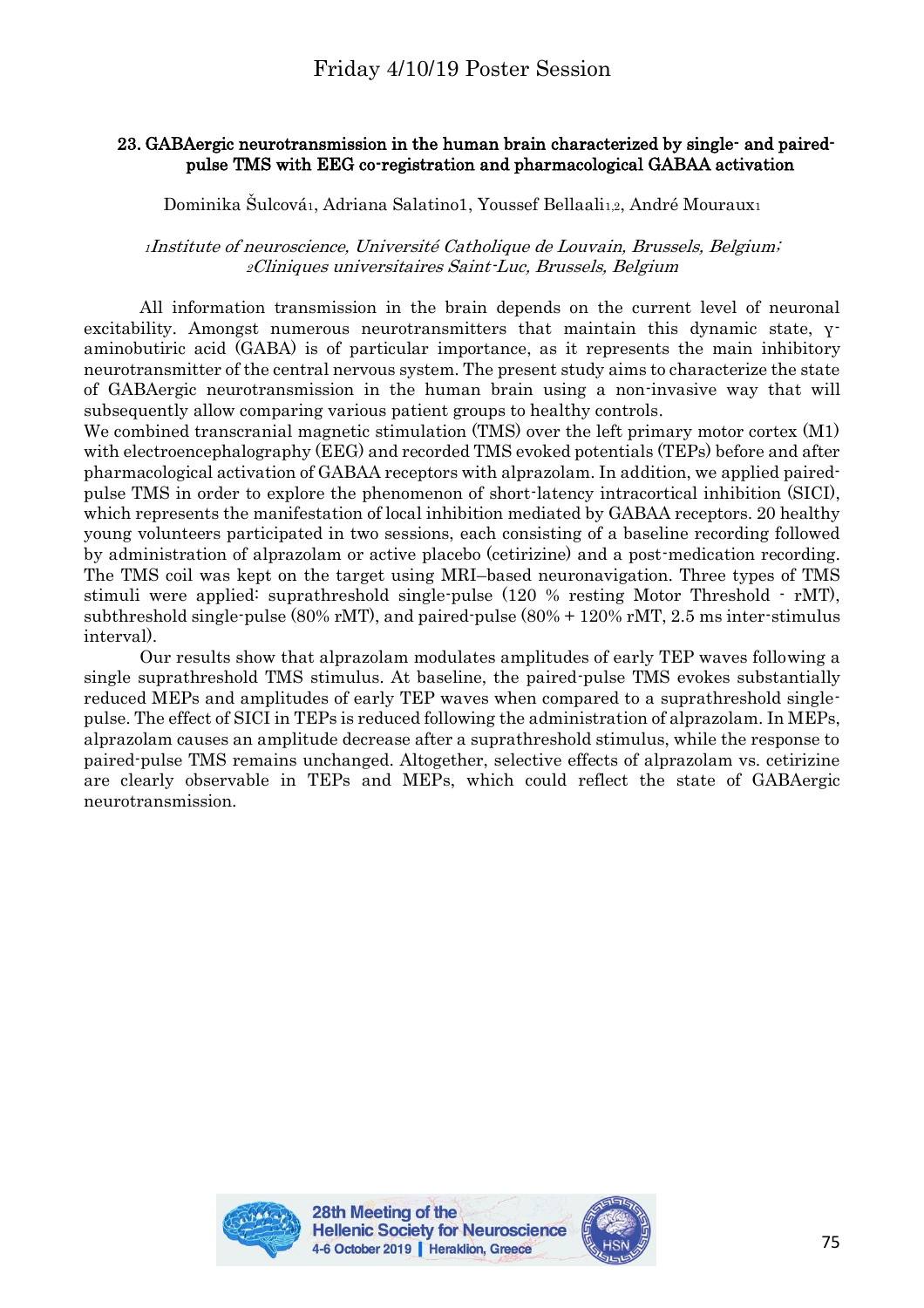## 23. GABAergic neurotransmission in the human brain characterized by single- and paired-pulse TMS with EEG co-registration and pharmacological GABAA activation

Dominika Šulcová[1], Adriana Salatino[1], Youssef Bellaali[1,2], André Mouraux[1]

*[1]Institute of neuroscience, Université Catholique de Louvain, Brussels, Belgium; [2]Cliniques universitaires Saint-Luc, Brussels, Belgium*

All information transmission in the brain depends on the current level of neuronal excitability. Amongst numerous neurotransmitters that maintain this dynamic state, γ-aminobutiric acid (GABA) is of particular importance, as it represents the main inhibitory neurotransmitter of the central nervous system. The present study aims to characterize the state of GABAergic neurotransmission in the human brain using a non-invasive way that will subsequently allow comparing various patient groups to healthy controls.

We combined transcranial magnetic stimulation (TMS) over the left primary motor cortex (M1) with electroencephalography (EEG) and recorded TMS evoked potentials (TEPs) before and after pharmacological activation of GABAA receptors with alprazolam. In addition, we applied paired-pulse TMS in order to explore the phenomenon of short-latency intracortical inhibition (SICI), which represents the manifestation of local inhibition mediated by GABAA receptors. 20 healthy young volunteers participated in two sessions, each consisting of a baseline recording followed by administration of alprazolam or active placebo (cetirizine) and a post-medication recording. The TMS coil was kept on the target using MRI–based neuronavigation. Three types of TMS stimuli were applied: suprathreshold single-pulse (120 % resting Motor Threshold - rMT), subthreshold single-pulse (80% rMT), and paired-pulse (80% + 120% rMT, 2.5 ms inter-stimulus interval).

Our results show that alprazolam modulates amplitudes of early TEP waves following a single suprathreshold TMS stimulus. At baseline, the paired-pulse TMS evokes substantially reduced MEPs and amplitudes of early TEP waves when compared to a suprathreshold single-pulse. The effect of SICI in TEPs is reduced following the administration of alprazolam. In MEPs, alprazolam causes an amplitude decrease after a suprathreshold stimulus, while the response to paired-pulse TMS remains unchanged. Altogether, selective effects of alprazolam vs. cetirizine are clearly observable in TEPs and MEPs, which could reflect the state of GABAergic neurotransmission.